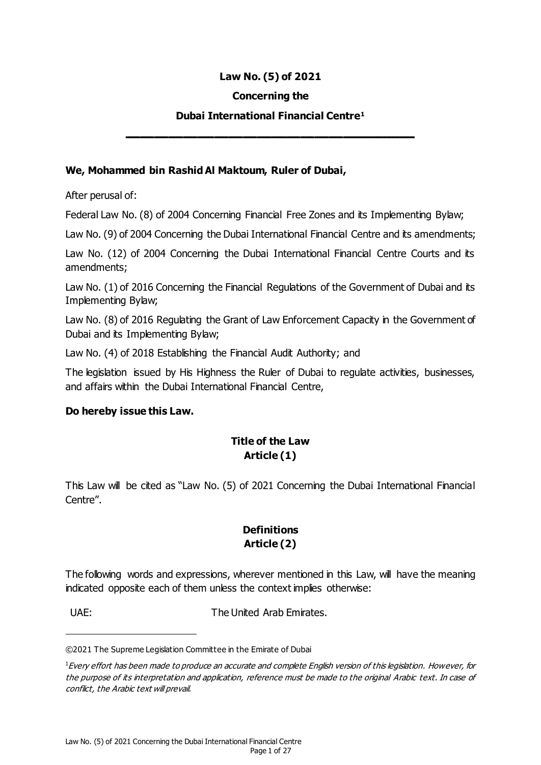# Law No. (5) of 2021

## Concerning the

## Dubai International Financial Centre[1]

**We, Mohammed bin Rashid Al Maktoum, Ruler of Dubai,**

After perusal of:

Federal Law No. (8) of 2004 Concerning Financial Free Zones and its Implementing Bylaw;

Law No. (9) of 2004 Concerning the Dubai International Financial Centre and its amendments;

Law No. (12) of 2004 Concerning the Dubai International Financial Centre Courts and its amendments;

Law No. (1) of 2016 Concerning the Financial Regulations of the Government of Dubai and its Implementing Bylaw;

Law No. (8) of 2016 Regulating the Grant of Law Enforcement Capacity in the Government of Dubai and its Implementing Bylaw;

Law No. (4) of 2018 Establishing the Financial Audit Authority; and

The legislation issued by His Highness the Ruler of Dubai to regulate activities, businesses, and affairs within the Dubai International Financial Centre,

**Do hereby issue this Law.**

### Title of the Law
### Article (1)

This Law will be cited as "Law No. (5) of 2021 Concerning the Dubai International Financial Centre".

### Definitions
### Article (2)

The following words and expressions, wherever mentioned in this Law, will have the meaning indicated opposite each of them unless the context implies otherwise:

UAE: The United Arab Emirates.

---

©2021 The Supreme Legislation Committee in the Emirate of Dubai

[1] *Every effort has been made to produce an accurate and complete English version of this legislation. However, for the purpose of its interpretation and application, reference must be made to the original Arabic text. In case of conflict, the Arabic text will prevail.*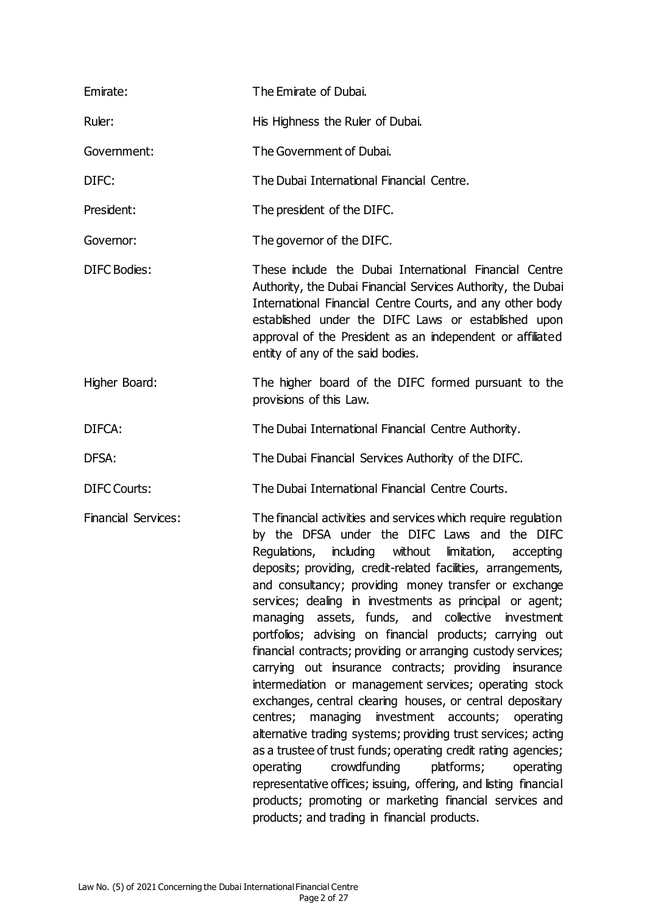| | |
|---|---|
| Emirate: | The Emirate of Dubai. |
| Ruler: | His Highness the Ruler of Dubai. |
| Government: | The Government of Dubai. |
| DIFC: | The Dubai International Financial Centre. |
| President: | The president of the DIFC. |
| Governor: | The governor of the DIFC. |
| DIFC Bodies: | These include the Dubai International Financial Centre Authority, the Dubai Financial Services Authority, the Dubai International Financial Centre Courts, and any other body established under the DIFC Laws or established upon approval of the President as an independent or affiliated entity of any of the said bodies. |
| Higher Board: | The higher board of the DIFC formed pursuant to the provisions of this Law. |
| DIFCA: | The Dubai International Financial Centre Authority. |
| DFSA: | The Dubai Financial Services Authority of the DIFC. |
| DIFC Courts: | The Dubai International Financial Centre Courts. |
| Financial Services: | The financial activities and services which require regulation by the DFSA under the DIFC Laws and the DIFC Regulations, including without limitation, accepting deposits; providing, credit-related facilities, arrangements, and consultancy; providing money transfer or exchange services; dealing in investments as principal or agent; managing assets, funds, and collective investment portfolios; advising on financial products; carrying out financial contracts; providing or arranging custody services; carrying out insurance contracts; providing insurance intermediation or management services; operating stock exchanges, central clearing houses, or central depositary centres; managing investment accounts; operating alternative trading systems; providing trust services; acting as a trustee of trust funds; operating credit rating agencies; operating crowdfunding platforms; operating representative offices; issuing, offering, and listing financial products; promoting or marketing financial services and products; and trading in financial products. |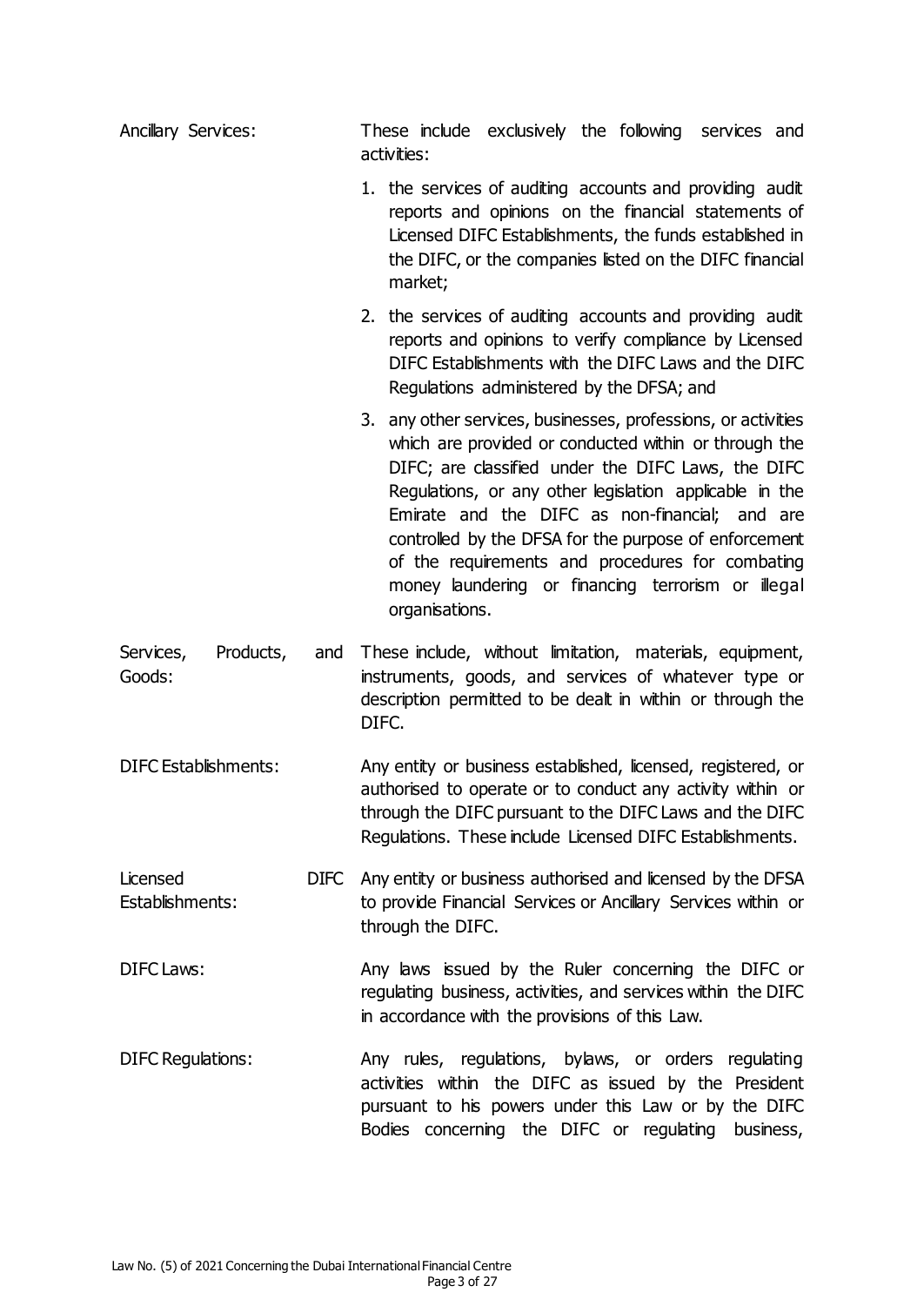**Ancillary Services:** These include exclusively the following services and activities:

1. the services of auditing accounts and providing audit reports and opinions on the financial statements of Licensed DIFC Establishments, the funds established in the DIFC, or the companies listed on the DIFC financial market;
2. the services of auditing accounts and providing audit reports and opinions to verify compliance by Licensed DIFC Establishments with the DIFC Laws and the DIFC Regulations administered by the DFSA; and
3. any other services, businesses, professions, or activities which are provided or conducted within or through the DIFC; are classified under the DIFC Laws, the DIFC Regulations, or any other legislation applicable in the Emirate and the DIFC as non-financial; and are controlled by the DFSA for the purpose of enforcement of the requirements and procedures for combating money laundering or financing terrorism or illegal organisations.

**Services, Products, and Goods:** These include, without limitation, materials, equipment, instruments, goods, and services of whatever type or description permitted to be dealt in within or through the DIFC.

**DIFC Establishments:** Any entity or business established, licensed, registered, or authorised to operate or to conduct any activity within or through the DIFC pursuant to the DIFC Laws and the DIFC Regulations. These include Licensed DIFC Establishments.

**Licensed DIFC Establishments:** Any entity or business authorised and licensed by the DFSA to provide Financial Services or Ancillary Services within or through the DIFC.

**DIFC Laws:** Any laws issued by the Ruler concerning the DIFC or regulating business, activities, and services within the DIFC in accordance with the provisions of this Law.

**DIFC Regulations:** Any rules, regulations, bylaws, or orders regulating activities within the DIFC as issued by the President pursuant to his powers under this Law or by the DIFC Bodies concerning the DIFC or regulating business,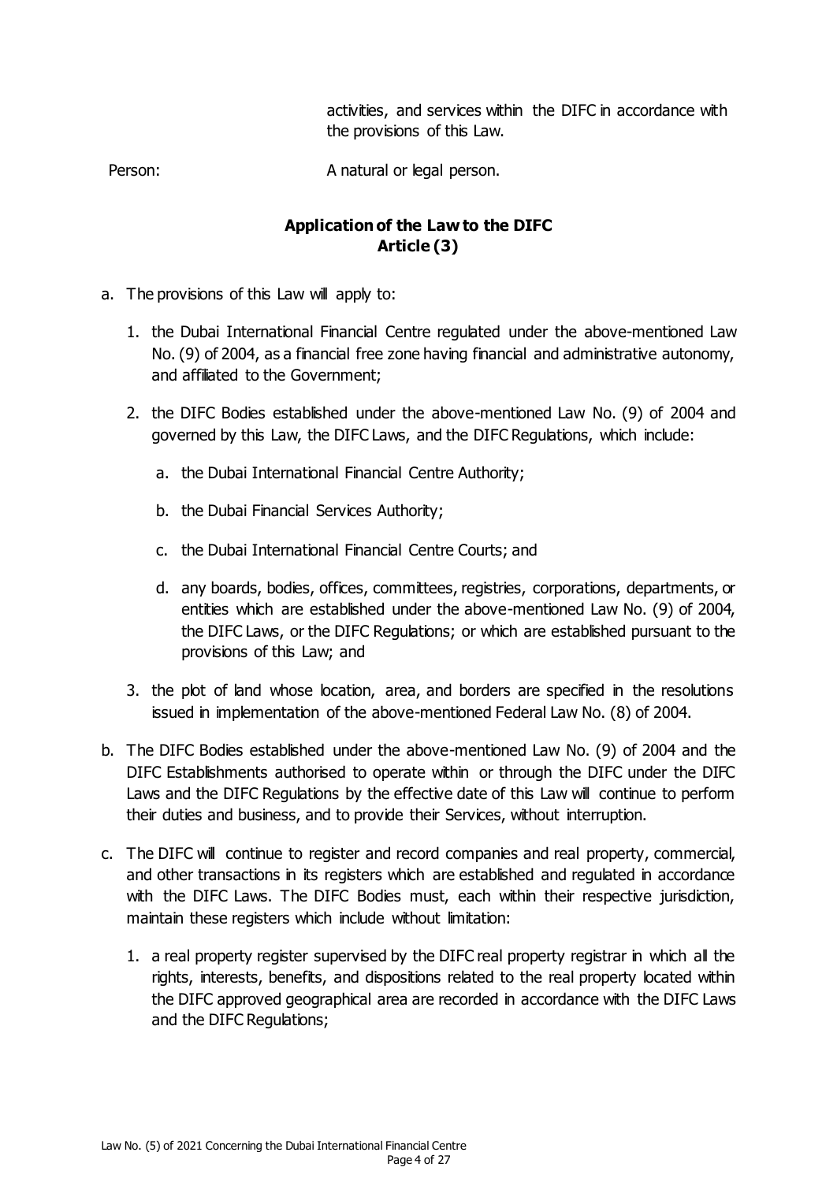activities, and services within the DIFC in accordance with the provisions of this Law.

Person: A natural or legal person.

## Application of the Law to the DIFC
## Article (3)

a. The provisions of this Law will apply to:

   1. the Dubai International Financial Centre regulated under the above-mentioned Law No. (9) of 2004, as a financial free zone having financial and administrative autonomy, and affiliated to the Government;

   2. the DIFC Bodies established under the above-mentioned Law No. (9) of 2004 and governed by this Law, the DIFC Laws, and the DIFC Regulations, which include:

      a. the Dubai International Financial Centre Authority;

      b. the Dubai Financial Services Authority;

      c. the Dubai International Financial Centre Courts; and

      d. any boards, bodies, offices, committees, registries, corporations, departments, or entities which are established under the above-mentioned Law No. (9) of 2004, the DIFC Laws, or the DIFC Regulations; or which are established pursuant to the provisions of this Law; and

   3. the plot of land whose location, area, and borders are specified in the resolutions issued in implementation of the above-mentioned Federal Law No. (8) of 2004.

b. The DIFC Bodies established under the above-mentioned Law No. (9) of 2004 and the DIFC Establishments authorised to operate within or through the DIFC under the DIFC Laws and the DIFC Regulations by the effective date of this Law will continue to perform their duties and business, and to provide their Services, without interruption.

c. The DIFC will continue to register and record companies and real property, commercial, and other transactions in its registers which are established and regulated in accordance with the DIFC Laws. The DIFC Bodies must, each within their respective jurisdiction, maintain these registers which include without limitation:

   1. a real property register supervised by the DIFC real property registrar in which all the rights, interests, benefits, and dispositions related to the real property located within the DIFC approved geographical area are recorded in accordance with the DIFC Laws and the DIFC Regulations;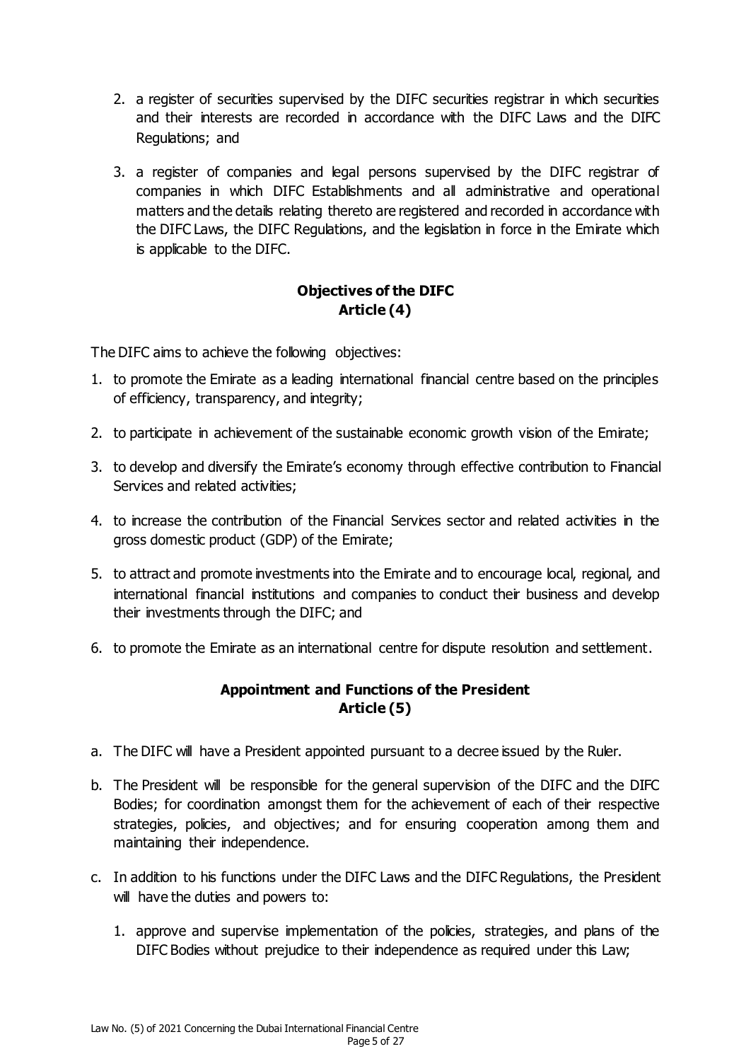2. a register of securities supervised by the DIFC securities registrar in which securities and their interests are recorded in accordance with the DIFC Laws and the DIFC Regulations; and

3. a register of companies and legal persons supervised by the DIFC registrar of companies in which DIFC Establishments and all administrative and operational matters and the details relating thereto are registered and recorded in accordance with the DIFC Laws, the DIFC Regulations, and the legislation in force in the Emirate which is applicable to the DIFC.

## Objectives of the DIFC
## Article (4)

The DIFC aims to achieve the following objectives:

1. to promote the Emirate as a leading international financial centre based on the principles of efficiency, transparency, and integrity;

2. to participate in achievement of the sustainable economic growth vision of the Emirate;

3. to develop and diversify the Emirate's economy through effective contribution to Financial Services and related activities;

4. to increase the contribution of the Financial Services sector and related activities in the gross domestic product (GDP) of the Emirate;

5. to attract and promote investments into the Emirate and to encourage local, regional, and international financial institutions and companies to conduct their business and develop their investments through the DIFC; and

6. to promote the Emirate as an international centre for dispute resolution and settlement.

## Appointment and Functions of the President
## Article (5)

a. The DIFC will have a President appointed pursuant to a decree issued by the Ruler.

b. The President will be responsible for the general supervision of the DIFC and the DIFC Bodies; for coordination amongst them for the achievement of each of their respective strategies, policies, and objectives; and for ensuring cooperation among them and maintaining their independence.

c. In addition to his functions under the DIFC Laws and the DIFC Regulations, the President will have the duties and powers to:

   1. approve and supervise implementation of the policies, strategies, and plans of the DIFC Bodies without prejudice to their independence as required under this Law;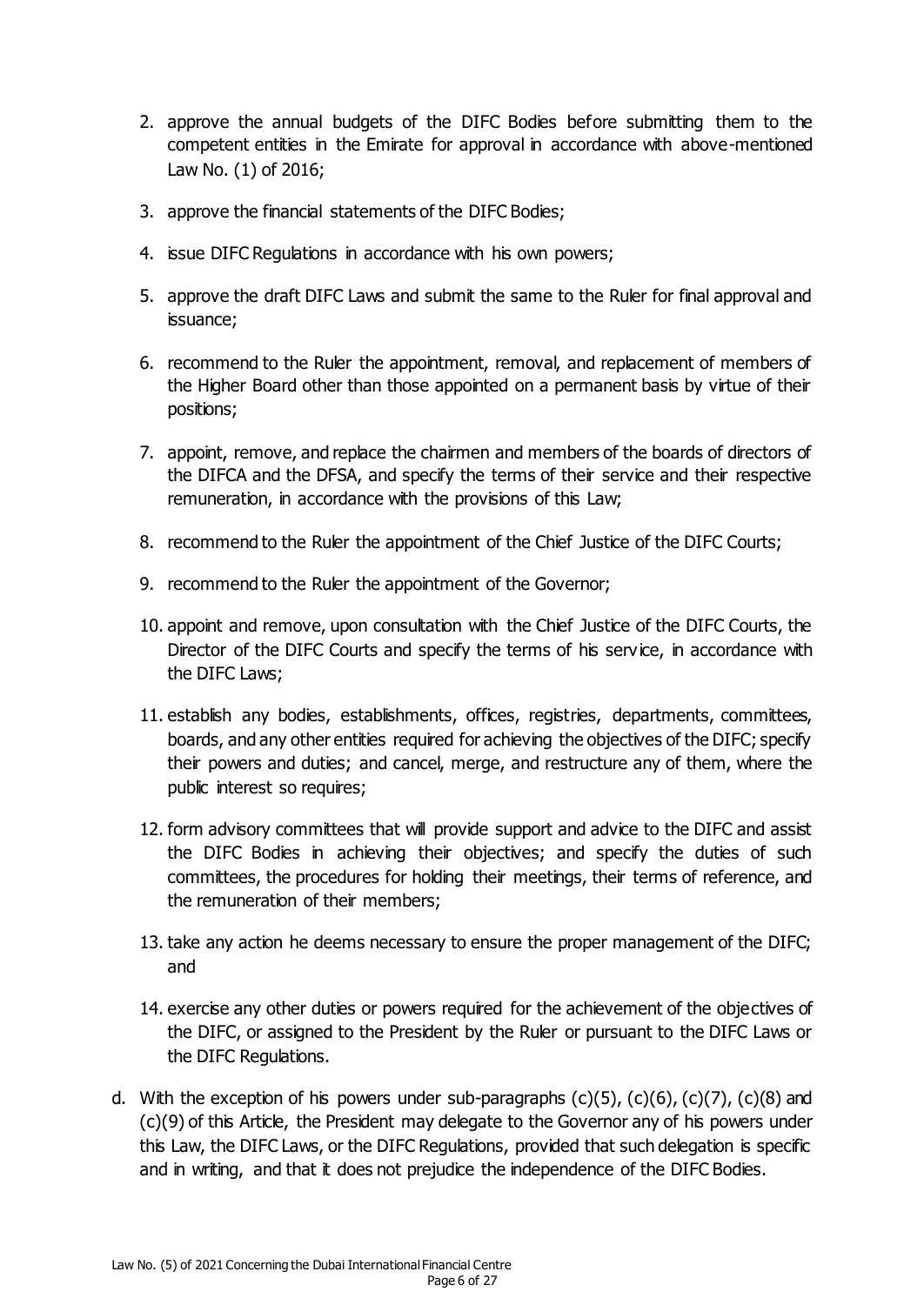2. approve the annual budgets of the DIFC Bodies before submitting them to the competent entities in the Emirate for approval in accordance with above-mentioned Law No. (1) of 2016;

3. approve the financial statements of the DIFC Bodies;

4. issue DIFC Regulations in accordance with his own powers;

5. approve the draft DIFC Laws and submit the same to the Ruler for final approval and issuance;

6. recommend to the Ruler the appointment, removal, and replacement of members of the Higher Board other than those appointed on a permanent basis by virtue of their positions;

7. appoint, remove, and replace the chairmen and members of the boards of directors of the DIFCA and the DFSA, and specify the terms of their service and their respective remuneration, in accordance with the provisions of this Law;

8. recommend to the Ruler the appointment of the Chief Justice of the DIFC Courts;

9. recommend to the Ruler the appointment of the Governor;

10. appoint and remove, upon consultation with the Chief Justice of the DIFC Courts, the Director of the DIFC Courts and specify the terms of his service, in accordance with the DIFC Laws;

11. establish any bodies, establishments, offices, registries, departments, committees, boards, and any other entities required for achieving the objectives of the DIFC; specify their powers and duties; and cancel, merge, and restructure any of them, where the public interest so requires;

12. form advisory committees that will provide support and advice to the DIFC and assist the DIFC Bodies in achieving their objectives; and specify the duties of such committees, the procedures for holding their meetings, their terms of reference, and the remuneration of their members;

13. take any action he deems necessary to ensure the proper management of the DIFC; and

14. exercise any other duties or powers required for the achievement of the objectives of the DIFC, or assigned to the President by the Ruler or pursuant to the DIFC Laws or the DIFC Regulations.

d. With the exception of his powers under sub-paragraphs (c)(5), (c)(6), (c)(7), (c)(8) and (c)(9) of this Article, the President may delegate to the Governor any of his powers under this Law, the DIFC Laws, or the DIFC Regulations, provided that such delegation is specific and in writing, and that it does not prejudice the independence of the DIFC Bodies.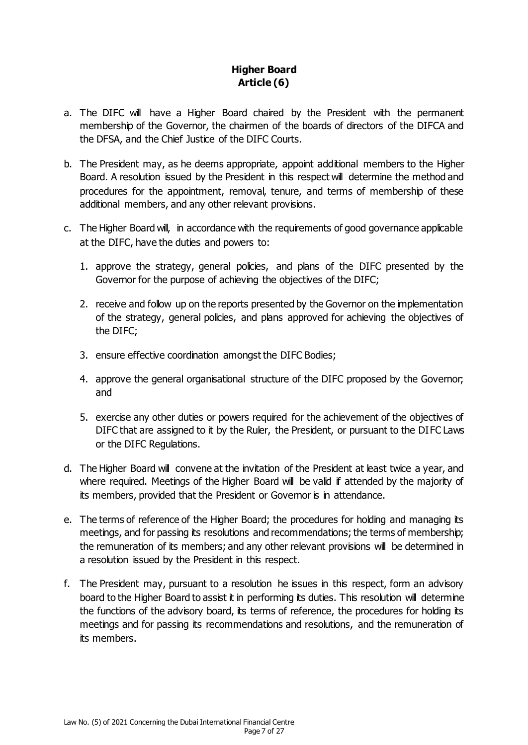## Higher Board
## Article (6)

a. The DIFC will have a Higher Board chaired by the President with the permanent membership of the Governor, the chairmen of the boards of directors of the DIFCA and the DFSA, and the Chief Justice of the DIFC Courts.

b. The President may, as he deems appropriate, appoint additional members to the Higher Board. A resolution issued by the President in this respect will determine the method and procedures for the appointment, removal, tenure, and terms of membership of these additional members, and any other relevant provisions.

c. The Higher Board will, in accordance with the requirements of good governance applicable at the DIFC, have the duties and powers to:

   1. approve the strategy, general policies, and plans of the DIFC presented by the Governor for the purpose of achieving the objectives of the DIFC;

   2. receive and follow up on the reports presented by the Governor on the implementation of the strategy, general policies, and plans approved for achieving the objectives of the DIFC;

   3. ensure effective coordination amongst the DIFC Bodies;

   4. approve the general organisational structure of the DIFC proposed by the Governor; and

   5. exercise any other duties or powers required for the achievement of the objectives of DIFC that are assigned to it by the Ruler, the President, or pursuant to the DIFC Laws or the DIFC Regulations.

d. The Higher Board will convene at the invitation of the President at least twice a year, and where required. Meetings of the Higher Board will be valid if attended by the majority of its members, provided that the President or Governor is in attendance.

e. The terms of reference of the Higher Board; the procedures for holding and managing its meetings, and for passing its resolutions and recommendations; the terms of membership; the remuneration of its members; and any other relevant provisions will be determined in a resolution issued by the President in this respect.

f. The President may, pursuant to a resolution he issues in this respect, form an advisory board to the Higher Board to assist it in performing its duties. This resolution will determine the functions of the advisory board, its terms of reference, the procedures for holding its meetings and for passing its recommendations and resolutions, and the remuneration of its members.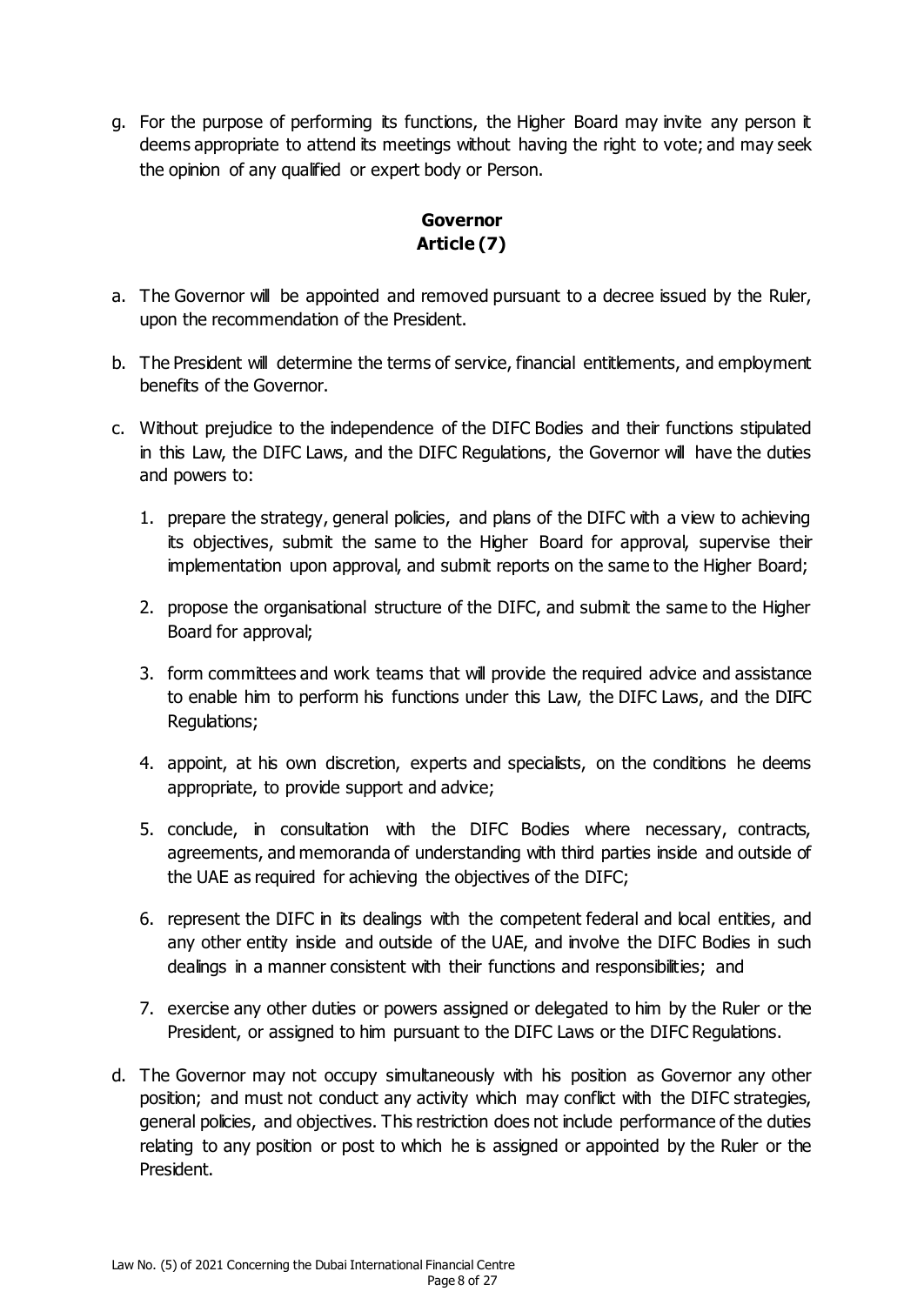g. For the purpose of performing its functions, the Higher Board may invite any person it deems appropriate to attend its meetings without having the right to vote; and may seek the opinion of any qualified or expert body or Person.

## Governor
## Article (7)

a. The Governor will be appointed and removed pursuant to a decree issued by the Ruler, upon the recommendation of the President.

b. The President will determine the terms of service, financial entitlements, and employment benefits of the Governor.

c. Without prejudice to the independence of the DIFC Bodies and their functions stipulated in this Law, the DIFC Laws, and the DIFC Regulations, the Governor will have the duties and powers to:

   1. prepare the strategy, general policies, and plans of the DIFC with a view to achieving its objectives, submit the same to the Higher Board for approval, supervise their implementation upon approval, and submit reports on the same to the Higher Board;

   2. propose the organisational structure of the DIFC, and submit the same to the Higher Board for approval;

   3. form committees and work teams that will provide the required advice and assistance to enable him to perform his functions under this Law, the DIFC Laws, and the DIFC Regulations;

   4. appoint, at his own discretion, experts and specialists, on the conditions he deems appropriate, to provide support and advice;

   5. conclude, in consultation with the DIFC Bodies where necessary, contracts, agreements, and memoranda of understanding with third parties inside and outside of the UAE as required for achieving the objectives of the DIFC;

   6. represent the DIFC in its dealings with the competent federal and local entities, and any other entity inside and outside of the UAE, and involve the DIFC Bodies in such dealings in a manner consistent with their functions and responsibilities; and

   7. exercise any other duties or powers assigned or delegated to him by the Ruler or the President, or assigned to him pursuant to the DIFC Laws or the DIFC Regulations.

d. The Governor may not occupy simultaneously with his position as Governor any other position; and must not conduct any activity which may conflict with the DIFC strategies, general policies, and objectives. This restriction does not include performance of the duties relating to any position or post to which he is assigned or appointed by the Ruler or the President.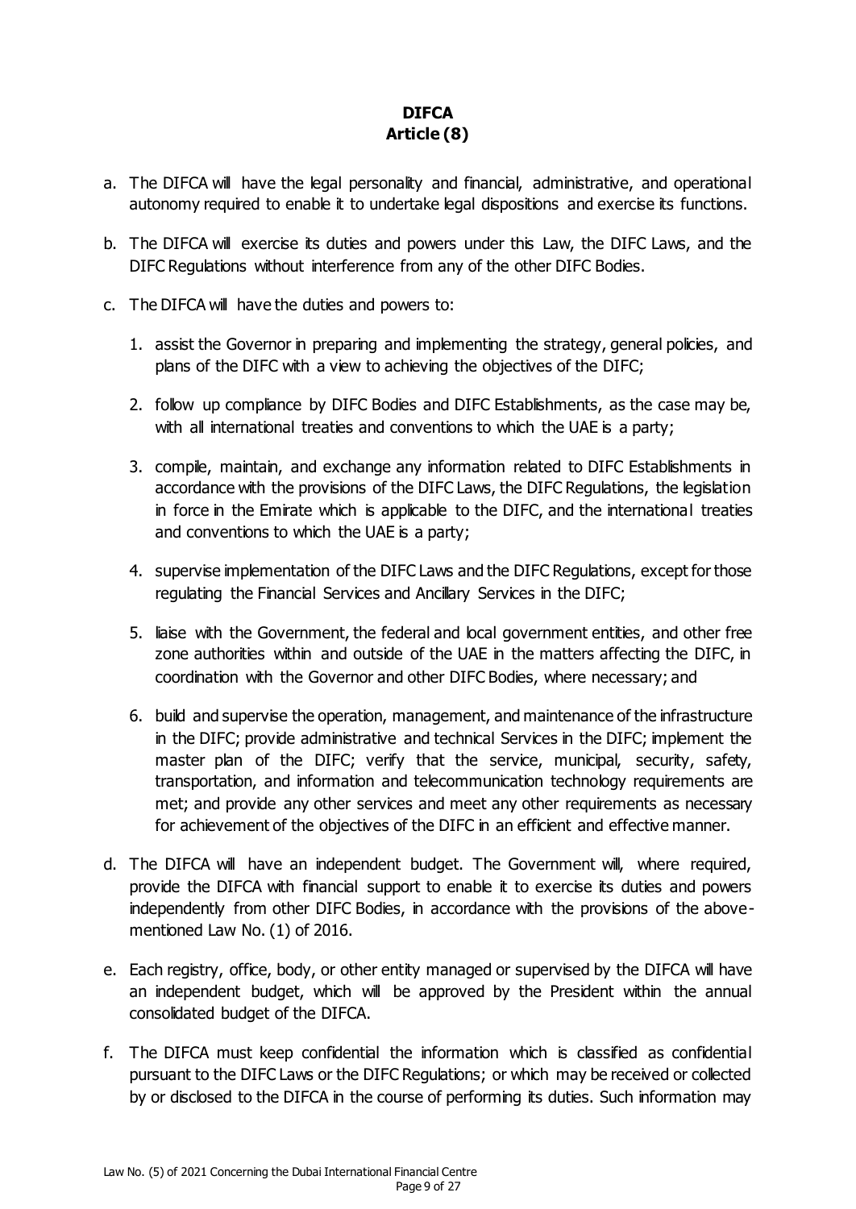## DIFCA
## Article (8)

a. The DIFCA will have the legal personality and financial, administrative, and operational autonomy required to enable it to undertake legal dispositions and exercise its functions.

b. The DIFCA will exercise its duties and powers under this Law, the DIFC Laws, and the DIFC Regulations without interference from any of the other DIFC Bodies.

c. The DIFCA will have the duties and powers to:

   1. assist the Governor in preparing and implementing the strategy, general policies, and plans of the DIFC with a view to achieving the objectives of the DIFC;

   2. follow up compliance by DIFC Bodies and DIFC Establishments, as the case may be, with all international treaties and conventions to which the UAE is a party;

   3. compile, maintain, and exchange any information related to DIFC Establishments in accordance with the provisions of the DIFC Laws, the DIFC Regulations, the legislation in force in the Emirate which is applicable to the DIFC, and the international treaties and conventions to which the UAE is a party;

   4. supervise implementation of the DIFC Laws and the DIFC Regulations, except for those regulating the Financial Services and Ancillary Services in the DIFC;

   5. liaise with the Government, the federal and local government entities, and other free zone authorities within and outside of the UAE in the matters affecting the DIFC, in coordination with the Governor and other DIFC Bodies, where necessary; and

   6. build and supervise the operation, management, and maintenance of the infrastructure in the DIFC; provide administrative and technical Services in the DIFC; implement the master plan of the DIFC; verify that the service, municipal, security, safety, transportation, and information and telecommunication technology requirements are met; and provide any other services and meet any other requirements as necessary for achievement of the objectives of the DIFC in an efficient and effective manner.

d. The DIFCA will have an independent budget. The Government will, where required, provide the DIFCA with financial support to enable it to exercise its duties and powers independently from other DIFC Bodies, in accordance with the provisions of the above-mentioned Law No. (1) of 2016.

e. Each registry, office, body, or other entity managed or supervised by the DIFCA will have an independent budget, which will be approved by the President within the annual consolidated budget of the DIFCA.

f. The DIFCA must keep confidential the information which is classified as confidential pursuant to the DIFC Laws or the DIFC Regulations; or which may be received or collected by or disclosed to the DIFCA in the course of performing its duties. Such information may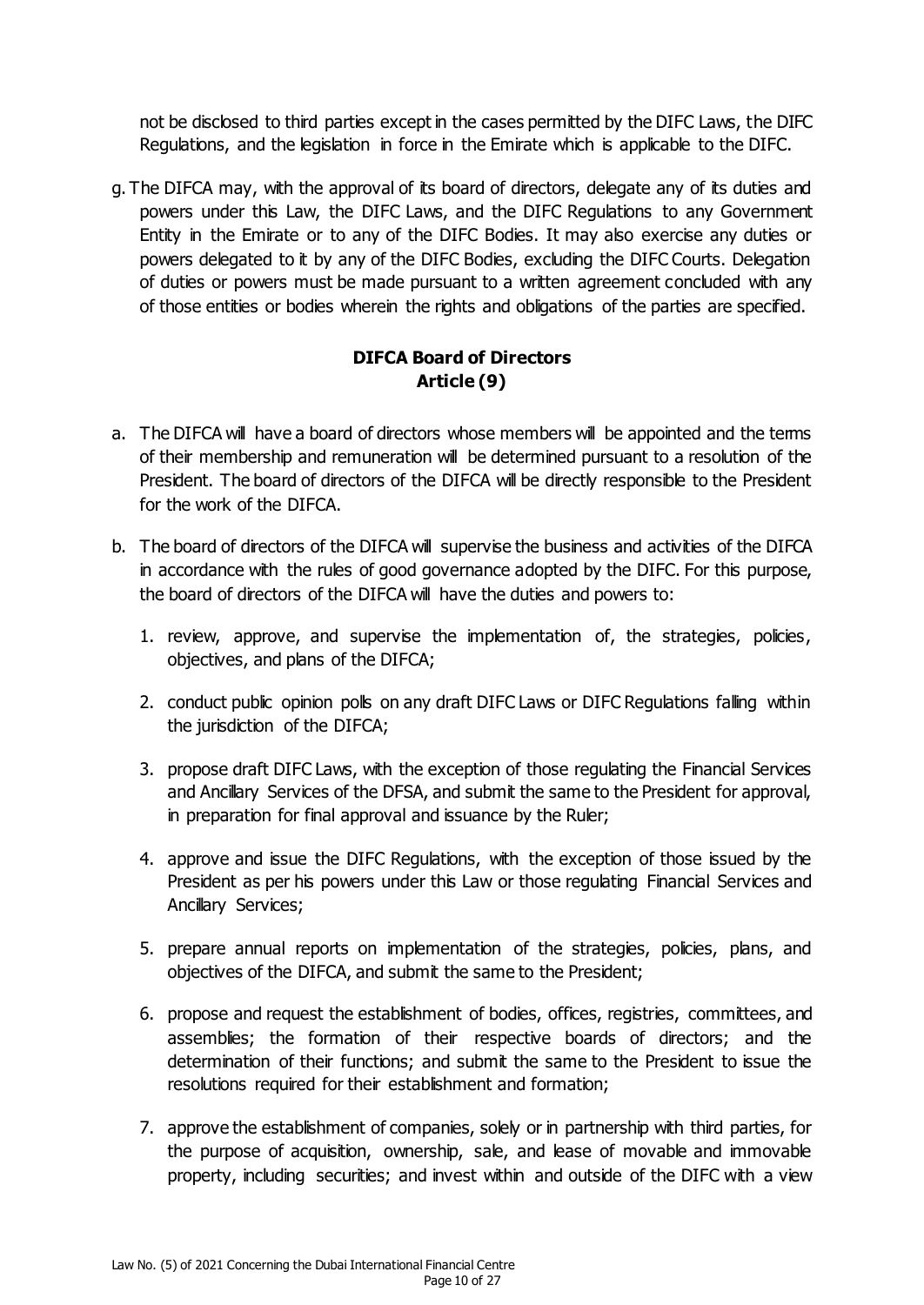not be disclosed to third parties except in the cases permitted by the DIFC Laws, the DIFC Regulations, and the legislation in force in the Emirate which is applicable to the DIFC.

g. The DIFCA may, with the approval of its board of directors, delegate any of its duties and powers under this Law, the DIFC Laws, and the DIFC Regulations to any Government Entity in the Emirate or to any of the DIFC Bodies. It may also exercise any duties or powers delegated to it by any of the DIFC Bodies, excluding the DIFC Courts. Delegation of duties or powers must be made pursuant to a written agreement concluded with any of those entities or bodies wherein the rights and obligations of the parties are specified.

## DIFCA Board of Directors
## Article (9)

a. The DIFCA will have a board of directors whose members will be appointed and the terms of their membership and remuneration will be determined pursuant to a resolution of the President. The board of directors of the DIFCA will be directly responsible to the President for the work of the DIFCA.

b. The board of directors of the DIFCA will supervise the business and activities of the DIFCA in accordance with the rules of good governance adopted by the DIFC. For this purpose, the board of directors of the DIFCA will have the duties and powers to:

   1. review, approve, and supervise the implementation of, the strategies, policies, objectives, and plans of the DIFCA;

   2. conduct public opinion polls on any draft DIFC Laws or DIFC Regulations falling within the jurisdiction of the DIFCA;

   3. propose draft DIFC Laws, with the exception of those regulating the Financial Services and Ancillary Services of the DFSA, and submit the same to the President for approval, in preparation for final approval and issuance by the Ruler;

   4. approve and issue the DIFC Regulations, with the exception of those issued by the President as per his powers under this Law or those regulating Financial Services and Ancillary Services;

   5. prepare annual reports on implementation of the strategies, policies, plans, and objectives of the DIFCA, and submit the same to the President;

   6. propose and request the establishment of bodies, offices, registries, committees, and assemblies; the formation of their respective boards of directors; and the determination of their functions; and submit the same to the President to issue the resolutions required for their establishment and formation;

   7. approve the establishment of companies, solely or in partnership with third parties, for the purpose of acquisition, ownership, sale, and lease of movable and immovable property, including securities; and invest within and outside of the DIFC with a view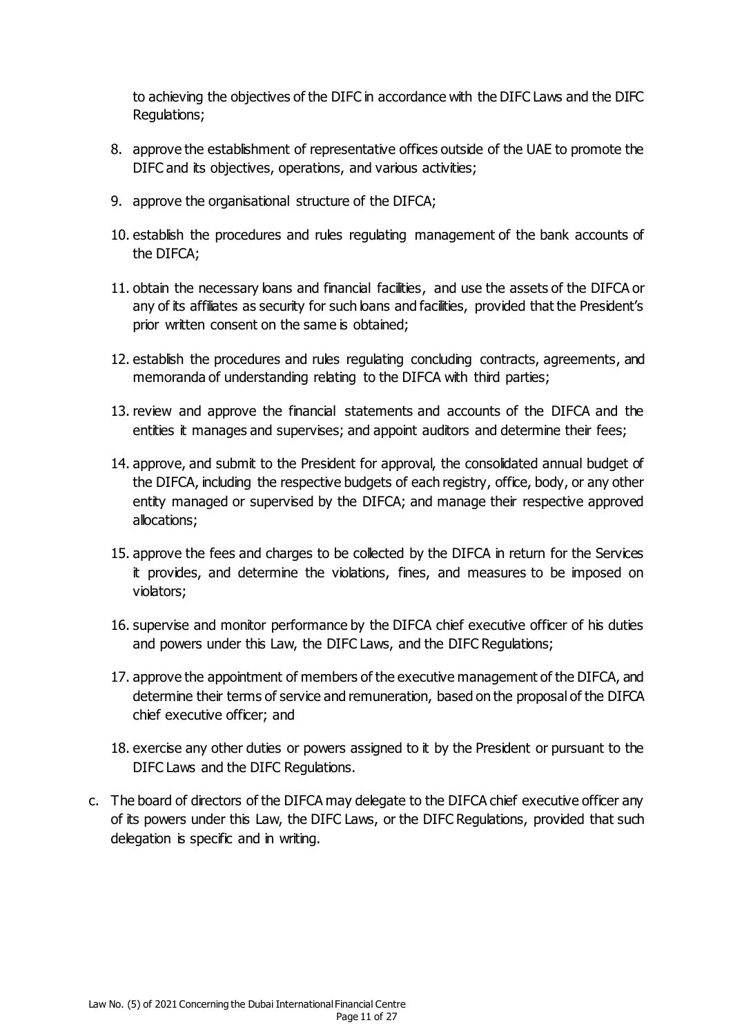to achieving the objectives of the DIFC in accordance with the DIFC Laws and the DIFC Regulations;

8. approve the establishment of representative offices outside of the UAE to promote the DIFC and its objectives, operations, and various activities;

9. approve the organisational structure of the DIFCA;

10. establish the procedures and rules regulating management of the bank accounts of the DIFCA;

11. obtain the necessary loans and financial facilities, and use the assets of the DIFCA or any of its affiliates as security for such loans and facilities, provided that the President's prior written consent on the same is obtained;

12. establish the procedures and rules regulating concluding contracts, agreements, and memoranda of understanding relating to the DIFCA with third parties;

13. review and approve the financial statements and accounts of the DIFCA and the entities it manages and supervises; and appoint auditors and determine their fees;

14. approve, and submit to the President for approval, the consolidated annual budget of the DIFCA, including the respective budgets of each registry, office, body, or any other entity managed or supervised by the DIFCA; and manage their respective approved allocations;

15. approve the fees and charges to be collected by the DIFCA in return for the Services it provides, and determine the violations, fines, and measures to be imposed on violators;

16. supervise and monitor performance by the DIFCA chief executive officer of his duties and powers under this Law, the DIFC Laws, and the DIFC Regulations;

17. approve the appointment of members of the executive management of the DIFCA, and determine their terms of service and remuneration, based on the proposal of the DIFCA chief executive officer; and

18. exercise any other duties or powers assigned to it by the President or pursuant to the DIFC Laws and the DIFC Regulations.

c. The board of directors of the DIFCA may delegate to the DIFCA chief executive officer any of its powers under this Law, the DIFC Laws, or the DIFC Regulations, provided that such delegation is specific and in writing.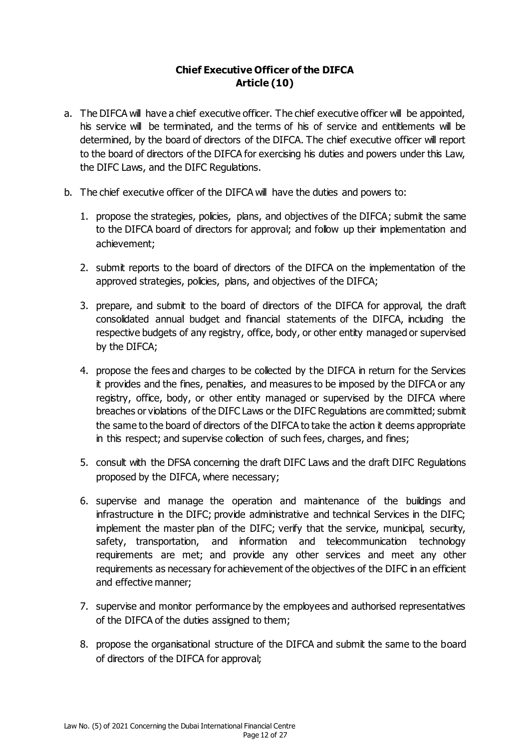## Chief Executive Officer of the DIFCA
## Article (10)

a. The DIFCA will have a chief executive officer. The chief executive officer will be appointed, his service will be terminated, and the terms of his of service and entitlements will be determined, by the board of directors of the DIFCA. The chief executive officer will report to the board of directors of the DIFCA for exercising his duties and powers under this Law, the DIFC Laws, and the DIFC Regulations.

b. The chief executive officer of the DIFCA will have the duties and powers to:

   1. propose the strategies, policies, plans, and objectives of the DIFCA; submit the same to the DIFCA board of directors for approval; and follow up their implementation and achievement;

   2. submit reports to the board of directors of the DIFCA on the implementation of the approved strategies, policies, plans, and objectives of the DIFCA;

   3. prepare, and submit to the board of directors of the DIFCA for approval, the draft consolidated annual budget and financial statements of the DIFCA, including the respective budgets of any registry, office, body, or other entity managed or supervised by the DIFCA;

   4. propose the fees and charges to be collected by the DIFCA in return for the Services it provides and the fines, penalties, and measures to be imposed by the DIFCA or any registry, office, body, or other entity managed or supervised by the DIFCA where breaches or violations of the DIFC Laws or the DIFC Regulations are committed; submit the same to the board of directors of the DIFCA to take the action it deems appropriate in this respect; and supervise collection of such fees, charges, and fines;

   5. consult with the DFSA concerning the draft DIFC Laws and the draft DIFC Regulations proposed by the DIFCA, where necessary;

   6. supervise and manage the operation and maintenance of the buildings and infrastructure in the DIFC; provide administrative and technical Services in the DIFC; implement the master plan of the DIFC; verify that the service, municipal, security, safety, transportation, and information and telecommunication technology requirements are met; and provide any other services and meet any other requirements as necessary for achievement of the objectives of the DIFC in an efficient and effective manner;

   7. supervise and monitor performance by the employees and authorised representatives of the DIFCA of the duties assigned to them;

   8. propose the organisational structure of the DIFCA and submit the same to the board of directors of the DIFCA for approval;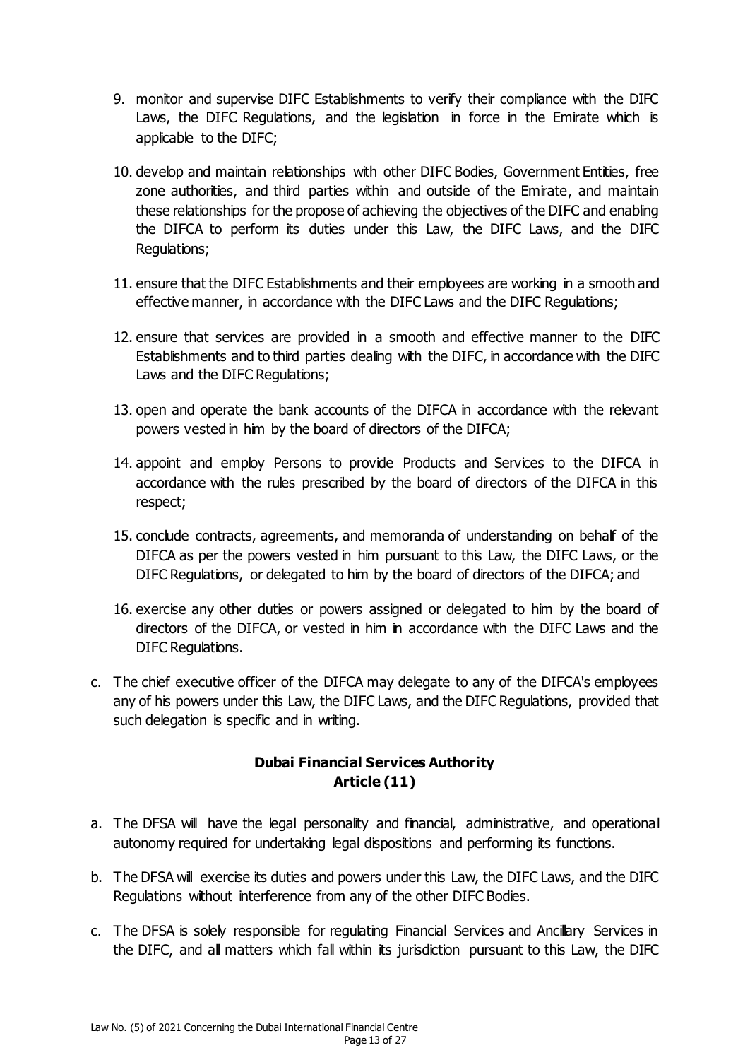9. monitor and supervise DIFC Establishments to verify their compliance with the DIFC Laws, the DIFC Regulations, and the legislation in force in the Emirate which is applicable to the DIFC;

10. develop and maintain relationships with other DIFC Bodies, Government Entities, free zone authorities, and third parties within and outside of the Emirate, and maintain these relationships for the propose of achieving the objectives of the DIFC and enabling the DIFCA to perform its duties under this Law, the DIFC Laws, and the DIFC Regulations;

11. ensure that the DIFC Establishments and their employees are working in a smooth and effective manner, in accordance with the DIFC Laws and the DIFC Regulations;

12. ensure that services are provided in a smooth and effective manner to the DIFC Establishments and to third parties dealing with the DIFC, in accordance with the DIFC Laws and the DIFC Regulations;

13. open and operate the bank accounts of the DIFCA in accordance with the relevant powers vested in him by the board of directors of the DIFCA;

14. appoint and employ Persons to provide Products and Services to the DIFCA in accordance with the rules prescribed by the board of directors of the DIFCA in this respect;

15. conclude contracts, agreements, and memoranda of understanding on behalf of the DIFCA as per the powers vested in him pursuant to this Law, the DIFC Laws, or the DIFC Regulations, or delegated to him by the board of directors of the DIFCA; and

16. exercise any other duties or powers assigned or delegated to him by the board of directors of the DIFCA, or vested in him in accordance with the DIFC Laws and the DIFC Regulations.

c. The chief executive officer of the DIFCA may delegate to any of the DIFCA's employees any of his powers under this Law, the DIFC Laws, and the DIFC Regulations, provided that such delegation is specific and in writing.

### Dubai Financial Services Authority
### Article (11)

a. The DFSA will have the legal personality and financial, administrative, and operational autonomy required for undertaking legal dispositions and performing its functions.

b. The DFSA will exercise its duties and powers under this Law, the DIFC Laws, and the DIFC Regulations without interference from any of the other DIFC Bodies.

c. The DFSA is solely responsible for regulating Financial Services and Ancillary Services in the DIFC, and all matters which fall within its jurisdiction pursuant to this Law, the DIFC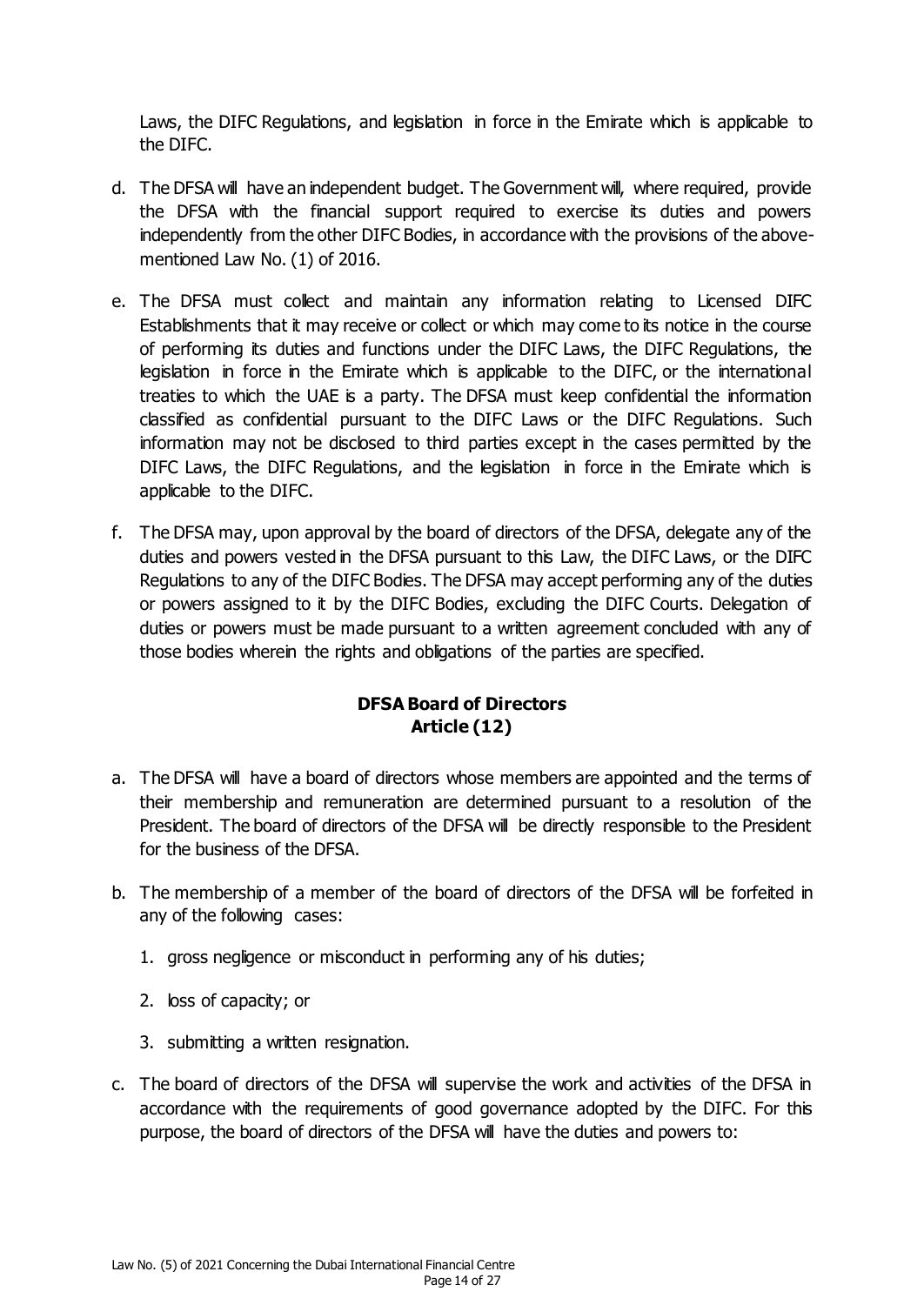Laws, the DIFC Regulations, and legislation in force in the Emirate which is applicable to the DIFC.

d. The DFSA will have an independent budget. The Government will, where required, provide the DFSA with the financial support required to exercise its duties and powers independently from the other DIFC Bodies, in accordance with the provisions of the above-mentioned Law No. (1) of 2016.

e. The DFSA must collect and maintain any information relating to Licensed DIFC Establishments that it may receive or collect or which may come to its notice in the course of performing its duties and functions under the DIFC Laws, the DIFC Regulations, the legislation in force in the Emirate which is applicable to the DIFC, or the international treaties to which the UAE is a party. The DFSA must keep confidential the information classified as confidential pursuant to the DIFC Laws or the DIFC Regulations. Such information may not be disclosed to third parties except in the cases permitted by the DIFC Laws, the DIFC Regulations, and the legislation in force in the Emirate which is applicable to the DIFC.

f. The DFSA may, upon approval by the board of directors of the DFSA, delegate any of the duties and powers vested in the DFSA pursuant to this Law, the DIFC Laws, or the DIFC Regulations to any of the DIFC Bodies. The DFSA may accept performing any of the duties or powers assigned to it by the DIFC Bodies, excluding the DIFC Courts. Delegation of duties or powers must be made pursuant to a written agreement concluded with any of those bodies wherein the rights and obligations of the parties are specified.

## DFSA Board of Directors
## Article (12)

a. The DFSA will have a board of directors whose members are appointed and the terms of their membership and remuneration are determined pursuant to a resolution of the President. The board of directors of the DFSA will be directly responsible to the President for the business of the DFSA.

b. The membership of a member of the board of directors of the DFSA will be forfeited in any of the following cases:

   1. gross negligence or misconduct in performing any of his duties;

   2. loss of capacity; or

   3. submitting a written resignation.

c. The board of directors of the DFSA will supervise the work and activities of the DFSA in accordance with the requirements of good governance adopted by the DIFC. For this purpose, the board of directors of the DFSA will have the duties and powers to: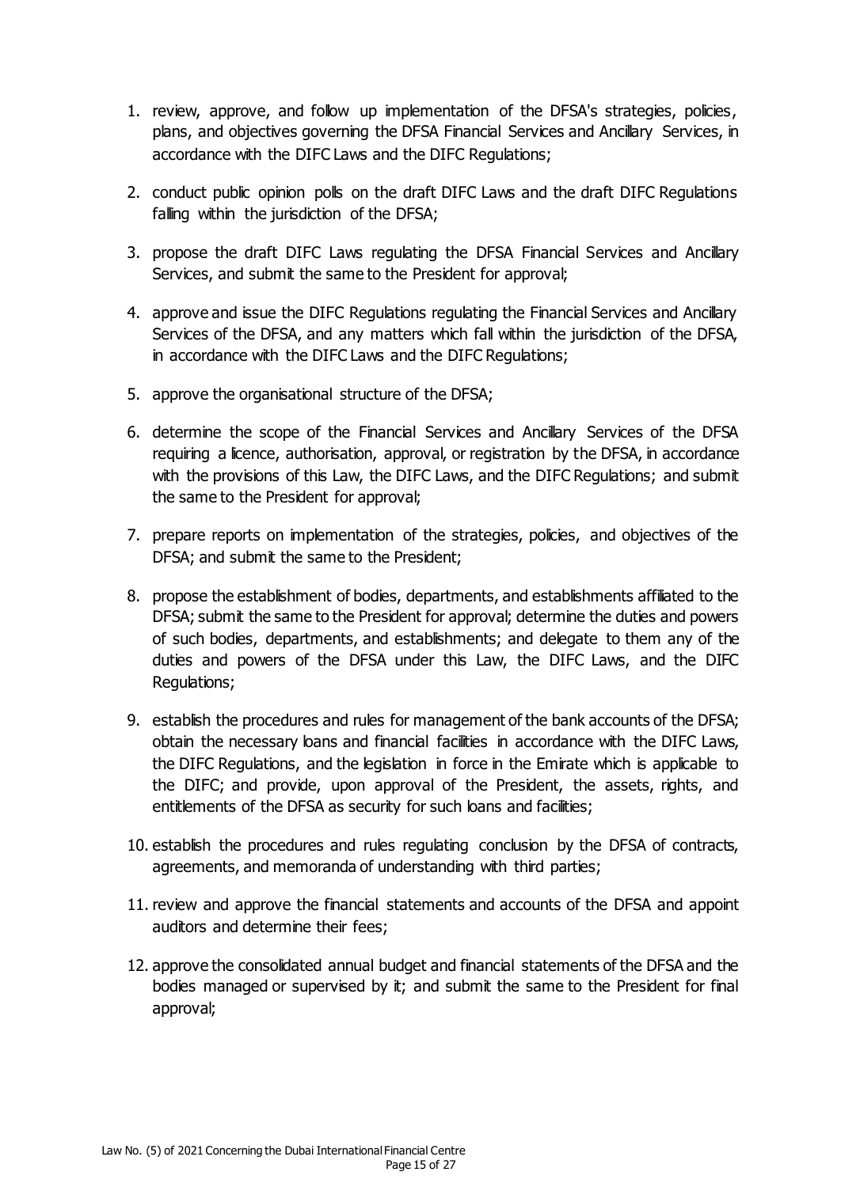1. review, approve, and follow up implementation of the DFSA's strategies, policies, plans, and objectives governing the DFSA Financial Services and Ancillary Services, in accordance with the DIFC Laws and the DIFC Regulations;
2. conduct public opinion polls on the draft DIFC Laws and the draft DIFC Regulations falling within the jurisdiction of the DFSA;
3. propose the draft DIFC Laws regulating the DFSA Financial Services and Ancillary Services, and submit the same to the President for approval;
4. approve and issue the DIFC Regulations regulating the Financial Services and Ancillary Services of the DFSA, and any matters which fall within the jurisdiction of the DFSA, in accordance with the DIFC Laws and the DIFC Regulations;
5. approve the organisational structure of the DFSA;
6. determine the scope of the Financial Services and Ancillary Services of the DFSA requiring a licence, authorisation, approval, or registration by the DFSA, in accordance with the provisions of this Law, the DIFC Laws, and the DIFC Regulations; and submit the same to the President for approval;
7. prepare reports on implementation of the strategies, policies, and objectives of the DFSA; and submit the same to the President;
8. propose the establishment of bodies, departments, and establishments affiliated to the DFSA; submit the same to the President for approval; determine the duties and powers of such bodies, departments, and establishments; and delegate to them any of the duties and powers of the DFSA under this Law, the DIFC Laws, and the DIFC Regulations;
9. establish the procedures and rules for management of the bank accounts of the DFSA; obtain the necessary loans and financial facilities in accordance with the DIFC Laws, the DIFC Regulations, and the legislation in force in the Emirate which is applicable to the DIFC; and provide, upon approval of the President, the assets, rights, and entitlements of the DFSA as security for such loans and facilities;
10. establish the procedures and rules regulating conclusion by the DFSA of contracts, agreements, and memoranda of understanding with third parties;
11. review and approve the financial statements and accounts of the DFSA and appoint auditors and determine their fees;
12. approve the consolidated annual budget and financial statements of the DFSA and the bodies managed or supervised by it; and submit the same to the President for final approval;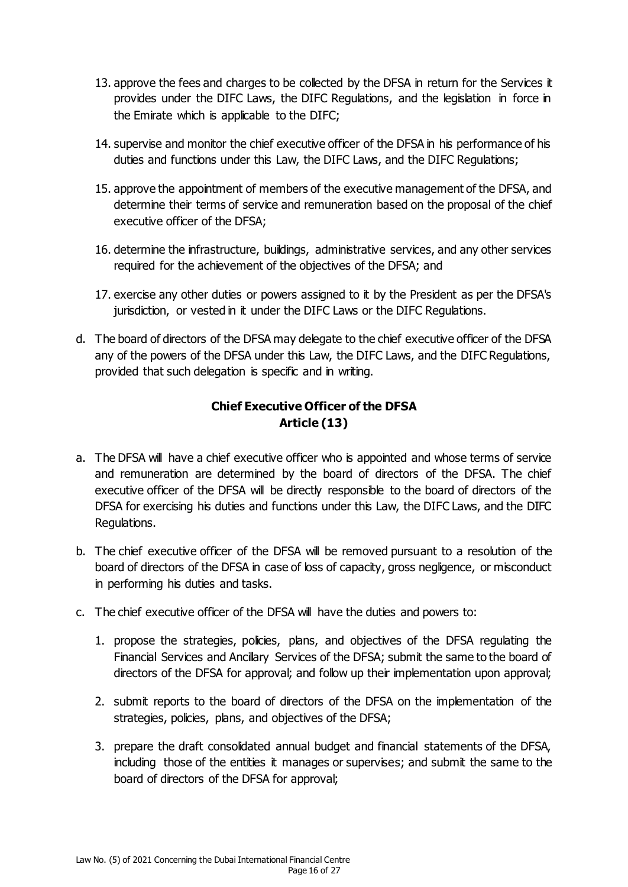13. approve the fees and charges to be collected by the DFSA in return for the Services it provides under the DIFC Laws, the DIFC Regulations, and the legislation in force in the Emirate which is applicable to the DIFC;

14. supervise and monitor the chief executive officer of the DFSA in his performance of his duties and functions under this Law, the DIFC Laws, and the DIFC Regulations;

15. approve the appointment of members of the executive management of the DFSA, and determine their terms of service and remuneration based on the proposal of the chief executive officer of the DFSA;

16. determine the infrastructure, buildings, administrative services, and any other services required for the achievement of the objectives of the DFSA; and

17. exercise any other duties or powers assigned to it by the President as per the DFSA's jurisdiction, or vested in it under the DIFC Laws or the DIFC Regulations.

d. The board of directors of the DFSA may delegate to the chief executive officer of the DFSA any of the powers of the DFSA under this Law, the DIFC Laws, and the DIFC Regulations, provided that such delegation is specific and in writing.

## Chief Executive Officer of the DFSA
## Article (13)

a. The DFSA will have a chief executive officer who is appointed and whose terms of service and remuneration are determined by the board of directors of the DFSA. The chief executive officer of the DFSA will be directly responsible to the board of directors of the DFSA for exercising his duties and functions under this Law, the DIFC Laws, and the DIFC Regulations.

b. The chief executive officer of the DFSA will be removed pursuant to a resolution of the board of directors of the DFSA in case of loss of capacity, gross negligence, or misconduct in performing his duties and tasks.

c. The chief executive officer of the DFSA will have the duties and powers to:

1. propose the strategies, policies, plans, and objectives of the DFSA regulating the Financial Services and Ancillary Services of the DFSA; submit the same to the board of directors of the DFSA for approval; and follow up their implementation upon approval;

2. submit reports to the board of directors of the DFSA on the implementation of the strategies, policies, plans, and objectives of the DFSA;

3. prepare the draft consolidated annual budget and financial statements of the DFSA, including those of the entities it manages or supervises; and submit the same to the board of directors of the DFSA for approval;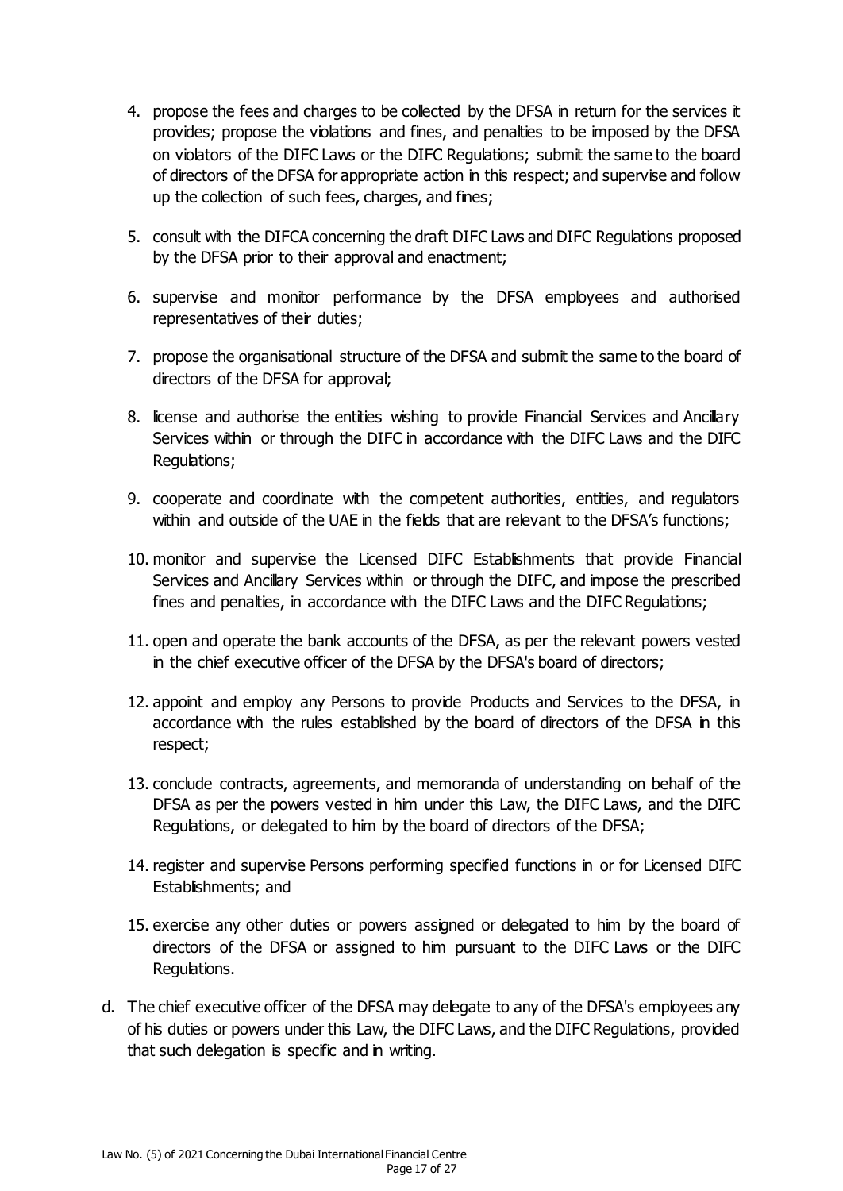4. propose the fees and charges to be collected by the DFSA in return for the services it provides; propose the violations and fines, and penalties to be imposed by the DFSA on violators of the DIFC Laws or the DIFC Regulations; submit the same to the board of directors of the DFSA for appropriate action in this respect; and supervise and follow up the collection of such fees, charges, and fines;

5. consult with the DIFCA concerning the draft DIFC Laws and DIFC Regulations proposed by the DFSA prior to their approval and enactment;

6. supervise and monitor performance by the DFSA employees and authorised representatives of their duties;

7. propose the organisational structure of the DFSA and submit the same to the board of directors of the DFSA for approval;

8. license and authorise the entities wishing to provide Financial Services and Ancillary Services within or through the DIFC in accordance with the DIFC Laws and the DIFC Regulations;

9. cooperate and coordinate with the competent authorities, entities, and regulators within and outside of the UAE in the fields that are relevant to the DFSA's functions;

10. monitor and supervise the Licensed DIFC Establishments that provide Financial Services and Ancillary Services within or through the DIFC, and impose the prescribed fines and penalties, in accordance with the DIFC Laws and the DIFC Regulations;

11. open and operate the bank accounts of the DFSA, as per the relevant powers vested in the chief executive officer of the DFSA by the DFSA's board of directors;

12. appoint and employ any Persons to provide Products and Services to the DFSA, in accordance with the rules established by the board of directors of the DFSA in this respect;

13. conclude contracts, agreements, and memoranda of understanding on behalf of the DFSA as per the powers vested in him under this Law, the DIFC Laws, and the DIFC Regulations, or delegated to him by the board of directors of the DFSA;

14. register and supervise Persons performing specified functions in or for Licensed DIFC Establishments; and

15. exercise any other duties or powers assigned or delegated to him by the board of directors of the DFSA or assigned to him pursuant to the DIFC Laws or the DIFC Regulations.

d. The chief executive officer of the DFSA may delegate to any of the DFSA's employees any of his duties or powers under this Law, the DIFC Laws, and the DIFC Regulations, provided that such delegation is specific and in writing.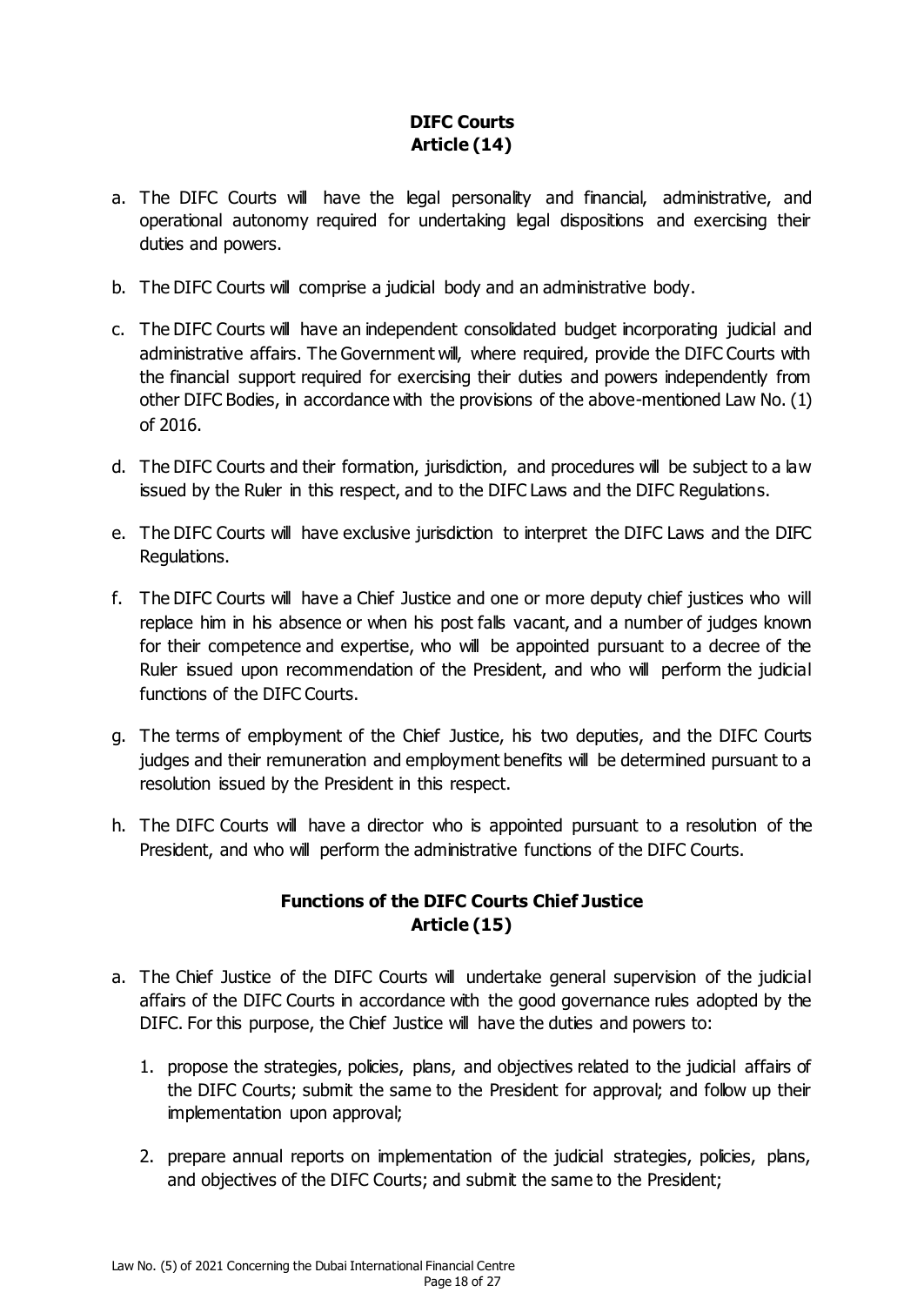## DIFC Courts
## Article (14)

a. The DIFC Courts will have the legal personality and financial, administrative, and operational autonomy required for undertaking legal dispositions and exercising their duties and powers.

b. The DIFC Courts will comprise a judicial body and an administrative body.

c. The DIFC Courts will have an independent consolidated budget incorporating judicial and administrative affairs. The Government will, where required, provide the DIFC Courts with the financial support required for exercising their duties and powers independently from other DIFC Bodies, in accordance with the provisions of the above-mentioned Law No. (1) of 2016.

d. The DIFC Courts and their formation, jurisdiction, and procedures will be subject to a law issued by the Ruler in this respect, and to the DIFC Laws and the DIFC Regulations.

e. The DIFC Courts will have exclusive jurisdiction to interpret the DIFC Laws and the DIFC Regulations.

f. The DIFC Courts will have a Chief Justice and one or more deputy chief justices who will replace him in his absence or when his post falls vacant, and a number of judges known for their competence and expertise, who will be appointed pursuant to a decree of the Ruler issued upon recommendation of the President, and who will perform the judicial functions of the DIFC Courts.

g. The terms of employment of the Chief Justice, his two deputies, and the DIFC Courts judges and their remuneration and employment benefits will be determined pursuant to a resolution issued by the President in this respect.

h. The DIFC Courts will have a director who is appointed pursuant to a resolution of the President, and who will perform the administrative functions of the DIFC Courts.

## Functions of the DIFC Courts Chief Justice
## Article (15)

a. The Chief Justice of the DIFC Courts will undertake general supervision of the judicial affairs of the DIFC Courts in accordance with the good governance rules adopted by the DIFC. For this purpose, the Chief Justice will have the duties and powers to:

   1. propose the strategies, policies, plans, and objectives related to the judicial affairs of the DIFC Courts; submit the same to the President for approval; and follow up their implementation upon approval;

   2. prepare annual reports on implementation of the judicial strategies, policies, plans, and objectives of the DIFC Courts; and submit the same to the President;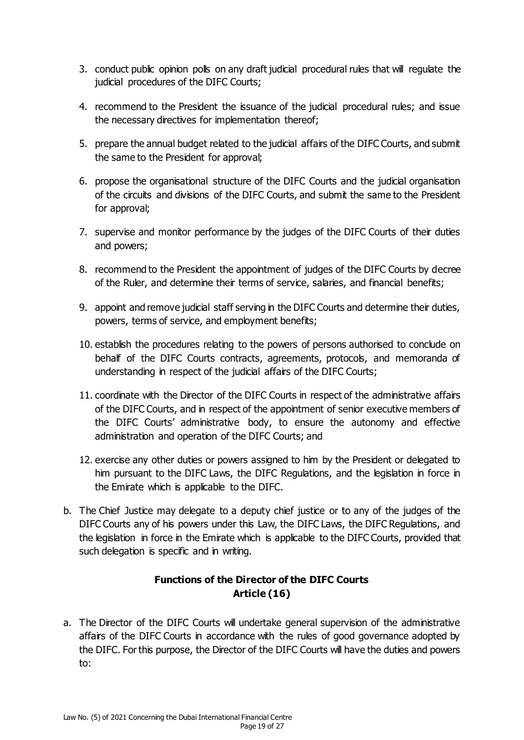3. conduct public opinion polls on any draft judicial procedural rules that will regulate the judicial procedures of the DIFC Courts;

4. recommend to the President the issuance of the judicial procedural rules; and issue the necessary directives for implementation thereof;

5. prepare the annual budget related to the judicial affairs of the DIFC Courts, and submit the same to the President for approval;

6. propose the organisational structure of the DIFC Courts and the judicial organisation of the circuits and divisions of the DIFC Courts, and submit the same to the President for approval;

7. supervise and monitor performance by the judges of the DIFC Courts of their duties and powers;

8. recommend to the President the appointment of judges of the DIFC Courts by decree of the Ruler, and determine their terms of service, salaries, and financial benefits;

9. appoint and remove judicial staff serving in the DIFC Courts and determine their duties, powers, terms of service, and employment benefits;

10. establish the procedures relating to the powers of persons authorised to conclude on behalf of the DIFC Courts contracts, agreements, protocols, and memoranda of understanding in respect of the judicial affairs of the DIFC Courts;

11. coordinate with the Director of the DIFC Courts in respect of the administrative affairs of the DIFC Courts, and in respect of the appointment of senior executive members of the DIFC Courts' administrative body, to ensure the autonomy and effective administration and operation of the DIFC Courts; and

12. exercise any other duties or powers assigned to him by the President or delegated to him pursuant to the DIFC Laws, the DIFC Regulations, and the legislation in force in the Emirate which is applicable to the DIFC.

b. The Chief Justice may delegate to a deputy chief justice or to any of the judges of the DIFC Courts any of his powers under this Law, the DIFC Laws, the DIFC Regulations, and the legislation in force in the Emirate which is applicable to the DIFC Courts, provided that such delegation is specific and in writing.

## Functions of the Director of the DIFC Courts
## Article (16)

a. The Director of the DIFC Courts will undertake general supervision of the administrative affairs of the DIFC Courts in accordance with the rules of good governance adopted by the DIFC. For this purpose, the Director of the DIFC Courts will have the duties and powers to: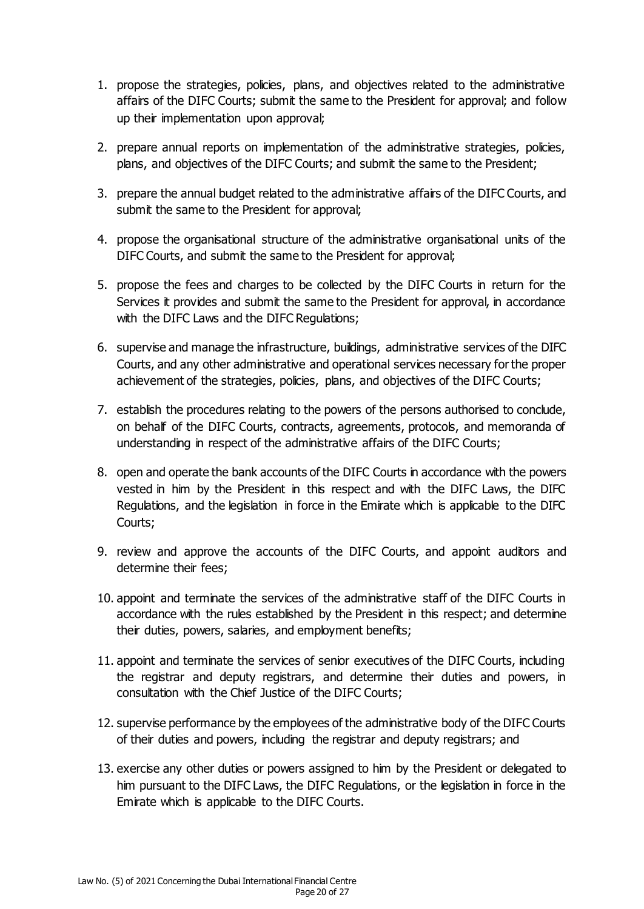1. propose the strategies, policies, plans, and objectives related to the administrative affairs of the DIFC Courts; submit the same to the President for approval; and follow up their implementation upon approval;

2. prepare annual reports on implementation of the administrative strategies, policies, plans, and objectives of the DIFC Courts; and submit the same to the President;

3. prepare the annual budget related to the administrative affairs of the DIFC Courts, and submit the same to the President for approval;

4. propose the organisational structure of the administrative organisational units of the DIFC Courts, and submit the same to the President for approval;

5. propose the fees and charges to be collected by the DIFC Courts in return for the Services it provides and submit the same to the President for approval, in accordance with the DIFC Laws and the DIFC Regulations;

6. supervise and manage the infrastructure, buildings, administrative services of the DIFC Courts, and any other administrative and operational services necessary for the proper achievement of the strategies, policies, plans, and objectives of the DIFC Courts;

7. establish the procedures relating to the powers of the persons authorised to conclude, on behalf of the DIFC Courts, contracts, agreements, protocols, and memoranda of understanding in respect of the administrative affairs of the DIFC Courts;

8. open and operate the bank accounts of the DIFC Courts in accordance with the powers vested in him by the President in this respect and with the DIFC Laws, the DIFC Regulations, and the legislation in force in the Emirate which is applicable to the DIFC Courts;

9. review and approve the accounts of the DIFC Courts, and appoint auditors and determine their fees;

10. appoint and terminate the services of the administrative staff of the DIFC Courts in accordance with the rules established by the President in this respect; and determine their duties, powers, salaries, and employment benefits;

11. appoint and terminate the services of senior executives of the DIFC Courts, including the registrar and deputy registrars, and determine their duties and powers, in consultation with the Chief Justice of the DIFC Courts;

12. supervise performance by the employees of the administrative body of the DIFC Courts of their duties and powers, including the registrar and deputy registrars; and

13. exercise any other duties or powers assigned to him by the President or delegated to him pursuant to the DIFC Laws, the DIFC Regulations, or the legislation in force in the Emirate which is applicable to the DIFC Courts.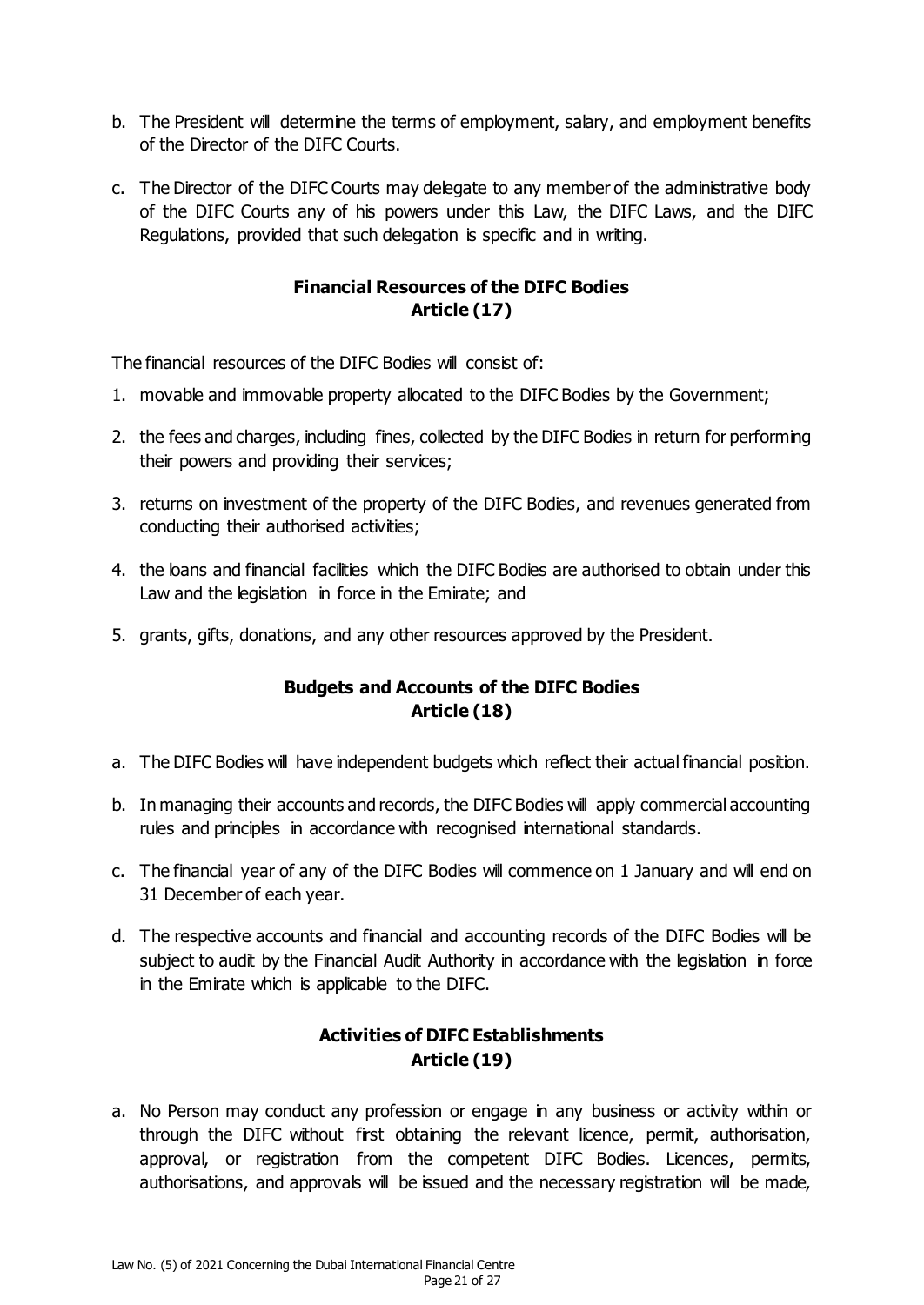b. The President will determine the terms of employment, salary, and employment benefits of the Director of the DIFC Courts.

c. The Director of the DIFC Courts may delegate to any member of the administrative body of the DIFC Courts any of his powers under this Law, the DIFC Laws, and the DIFC Regulations, provided that such delegation is specific and in writing.

### Financial Resources of the DIFC Bodies
### Article (17)

The financial resources of the DIFC Bodies will consist of:

1. movable and immovable property allocated to the DIFC Bodies by the Government;
2. the fees and charges, including fines, collected by the DIFC Bodies in return for performing their powers and providing their services;
3. returns on investment of the property of the DIFC Bodies, and revenues generated from conducting their authorised activities;
4. the loans and financial facilities which the DIFC Bodies are authorised to obtain under this Law and the legislation in force in the Emirate; and
5. grants, gifts, donations, and any other resources approved by the President.

### Budgets and Accounts of the DIFC Bodies
### Article (18)

a. The DIFC Bodies will have independent budgets which reflect their actual financial position.

b. In managing their accounts and records, the DIFC Bodies will apply commercial accounting rules and principles in accordance with recognised international standards.

c. The financial year of any of the DIFC Bodies will commence on 1 January and will end on 31 December of each year.

d. The respective accounts and financial and accounting records of the DIFC Bodies will be subject to audit by the Financial Audit Authority in accordance with the legislation in force in the Emirate which is applicable to the DIFC.

### Activities of DIFC Establishments
### Article (19)

a. No Person may conduct any profession or engage in any business or activity within or through the DIFC without first obtaining the relevant licence, permit, authorisation, approval, or registration from the competent DIFC Bodies. Licences, permits, authorisations, and approvals will be issued and the necessary registration will be made,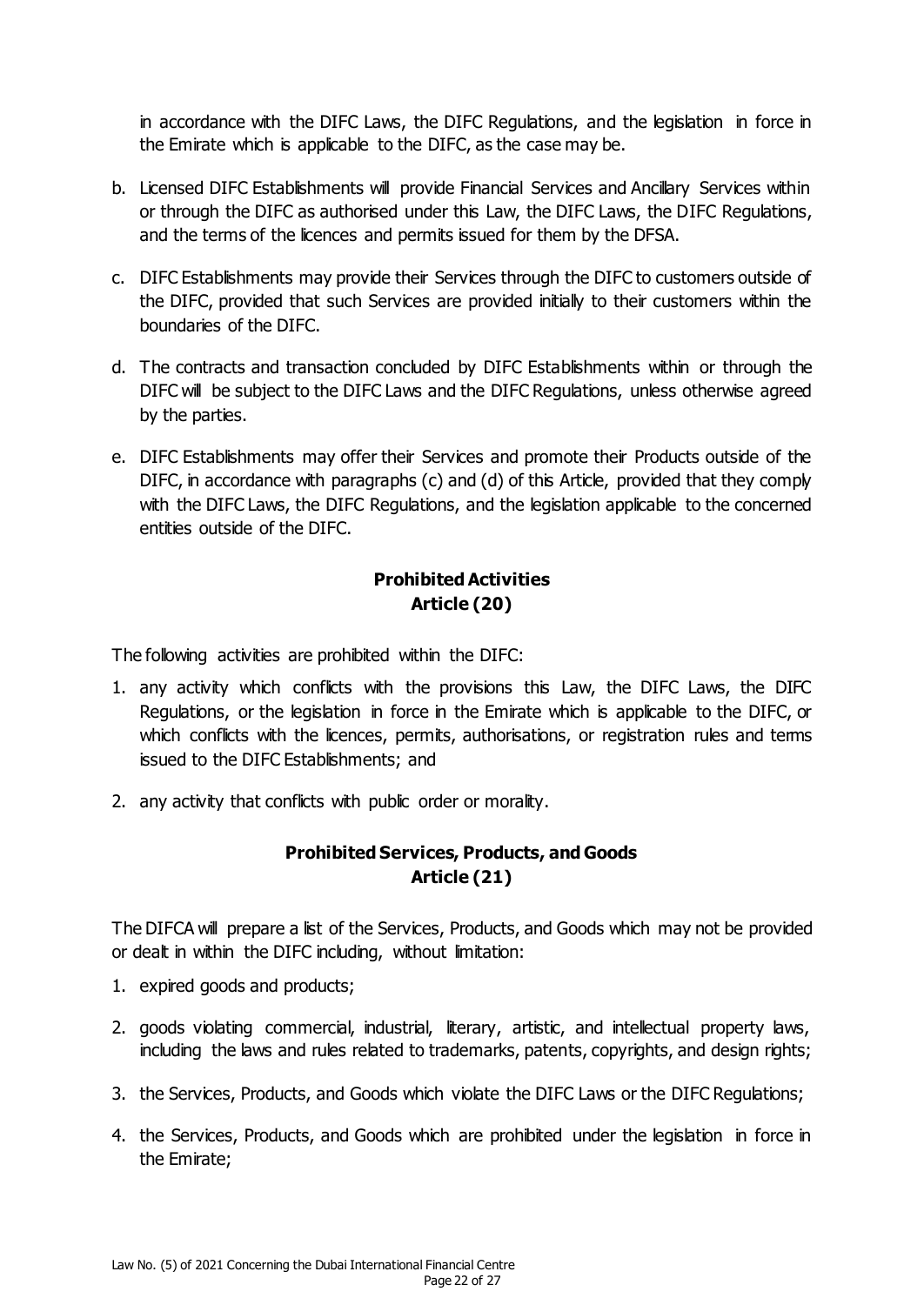in accordance with the DIFC Laws, the DIFC Regulations, and the legislation in force in the Emirate which is applicable to the DIFC, as the case may be.

b. Licensed DIFC Establishments will provide Financial Services and Ancillary Services within or through the DIFC as authorised under this Law, the DIFC Laws, the DIFC Regulations, and the terms of the licences and permits issued for them by the DFSA.

c. DIFC Establishments may provide their Services through the DIFC to customers outside of the DIFC, provided that such Services are provided initially to their customers within the boundaries of the DIFC.

d. The contracts and transaction concluded by DIFC Establishments within or through the DIFC will be subject to the DIFC Laws and the DIFC Regulations, unless otherwise agreed by the parties.

e. DIFC Establishments may offer their Services and promote their Products outside of the DIFC, in accordance with paragraphs (c) and (d) of this Article, provided that they comply with the DIFC Laws, the DIFC Regulations, and the legislation applicable to the concerned entities outside of the DIFC.

## Prohibited Activities
## Article (20)

The following activities are prohibited within the DIFC:

1. any activity which conflicts with the provisions this Law, the DIFC Laws, the DIFC Regulations, or the legislation in force in the Emirate which is applicable to the DIFC, or which conflicts with the licences, permits, authorisations, or registration rules and terms issued to the DIFC Establishments; and
2. any activity that conflicts with public order or morality.

## Prohibited Services, Products, and Goods
## Article (21)

The DIFCA will prepare a list of the Services, Products, and Goods which may not be provided or dealt in within the DIFC including, without limitation:

1. expired goods and products;
2. goods violating commercial, industrial, literary, artistic, and intellectual property laws, including the laws and rules related to trademarks, patents, copyrights, and design rights;
3. the Services, Products, and Goods which violate the DIFC Laws or the DIFC Regulations;
4. the Services, Products, and Goods which are prohibited under the legislation in force in the Emirate;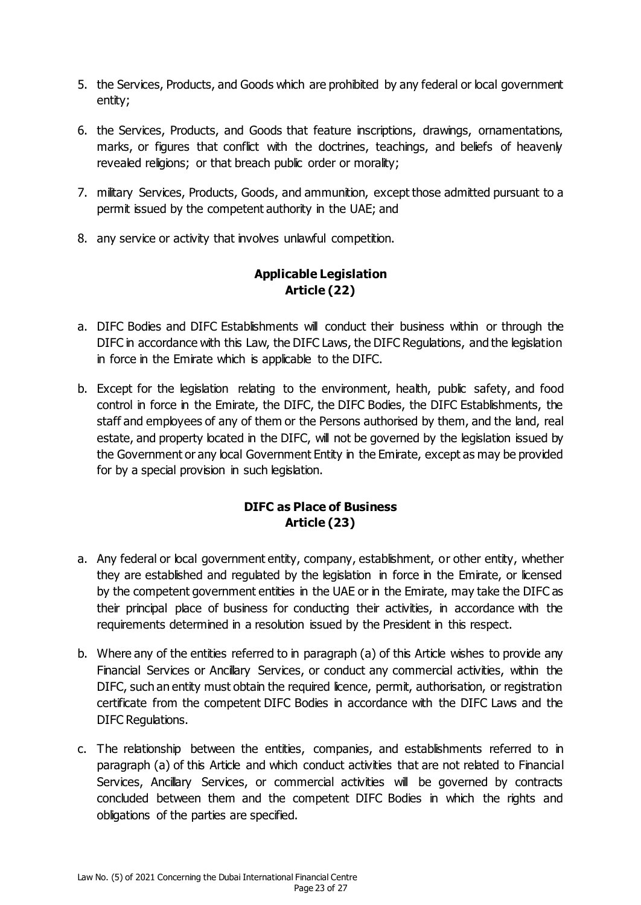5. the Services, Products, and Goods which are prohibited by any federal or local government entity;

6. the Services, Products, and Goods that feature inscriptions, drawings, ornamentations, marks, or figures that conflict with the doctrines, teachings, and beliefs of heavenly revealed religions; or that breach public order or morality;

7. military Services, Products, Goods, and ammunition, except those admitted pursuant to a permit issued by the competent authority in the UAE; and

8. any service or activity that involves unlawful competition.

## Applicable Legislation
## Article (22)

a. DIFC Bodies and DIFC Establishments will conduct their business within or through the DIFC in accordance with this Law, the DIFC Laws, the DIFC Regulations, and the legislation in force in the Emirate which is applicable to the DIFC.

b. Except for the legislation relating to the environment, health, public safety, and food control in force in the Emirate, the DIFC, the DIFC Bodies, the DIFC Establishments, the staff and employees of any of them or the Persons authorised by them, and the land, real estate, and property located in the DIFC, will not be governed by the legislation issued by the Government or any local Government Entity in the Emirate, except as may be provided for by a special provision in such legislation.

## DIFC as Place of Business
## Article (23)

a. Any federal or local government entity, company, establishment, or other entity, whether they are established and regulated by the legislation in force in the Emirate, or licensed by the competent government entities in the UAE or in the Emirate, may take the DIFC as their principal place of business for conducting their activities, in accordance with the requirements determined in a resolution issued by the President in this respect.

b. Where any of the entities referred to in paragraph (a) of this Article wishes to provide any Financial Services or Ancillary Services, or conduct any commercial activities, within the DIFC, such an entity must obtain the required licence, permit, authorisation, or registration certificate from the competent DIFC Bodies in accordance with the DIFC Laws and the DIFC Regulations.

c. The relationship between the entities, companies, and establishments referred to in paragraph (a) of this Article and which conduct activities that are not related to Financial Services, Ancillary Services, or commercial activities will be governed by contracts concluded between them and the competent DIFC Bodies in which the rights and obligations of the parties are specified.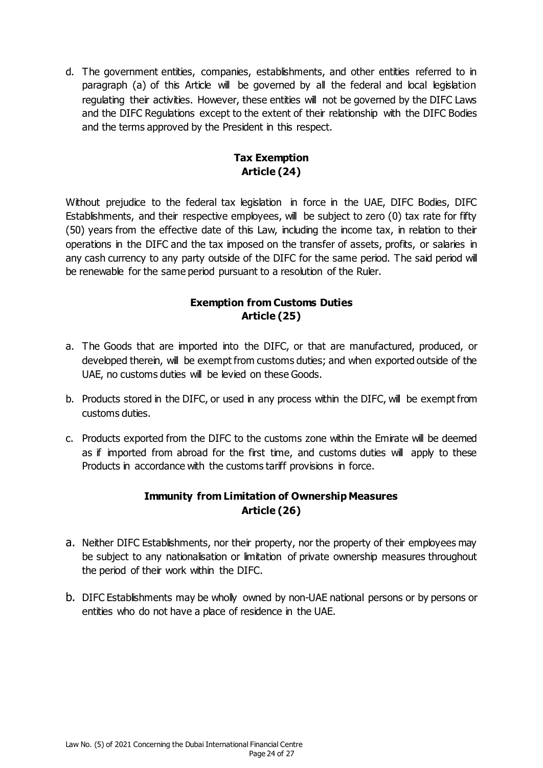d. The government entities, companies, establishments, and other entities referred to in paragraph (a) of this Article will be governed by all the federal and local legislation regulating their activities. However, these entities will not be governed by the DIFC Laws and the DIFC Regulations except to the extent of their relationship with the DIFC Bodies and the terms approved by the President in this respect.

### Tax Exemption
### Article (24)

Without prejudice to the federal tax legislation in force in the UAE, DIFC Bodies, DIFC Establishments, and their respective employees, will be subject to zero (0) tax rate for fifty (50) years from the effective date of this Law, including the income tax, in relation to their operations in the DIFC and the tax imposed on the transfer of assets, profits, or salaries in any cash currency to any party outside of the DIFC for the same period. The said period will be renewable for the same period pursuant to a resolution of the Ruler.

### Exemption from Customs Duties
### Article (25)

a. The Goods that are imported into the DIFC, or that are manufactured, produced, or developed therein, will be exempt from customs duties; and when exported outside of the UAE, no customs duties will be levied on these Goods.

b. Products stored in the DIFC, or used in any process within the DIFC, will be exempt from customs duties.

c. Products exported from the DIFC to the customs zone within the Emirate will be deemed as if imported from abroad for the first time, and customs duties will apply to these Products in accordance with the customs tariff provisions in force.

### Immunity from Limitation of Ownership Measures
### Article (26)

a. Neither DIFC Establishments, nor their property, nor the property of their employees may be subject to any nationalisation or limitation of private ownership measures throughout the period of their work within the DIFC.

b. DIFC Establishments may be wholly owned by non-UAE national persons or by persons or entities who do not have a place of residence in the UAE.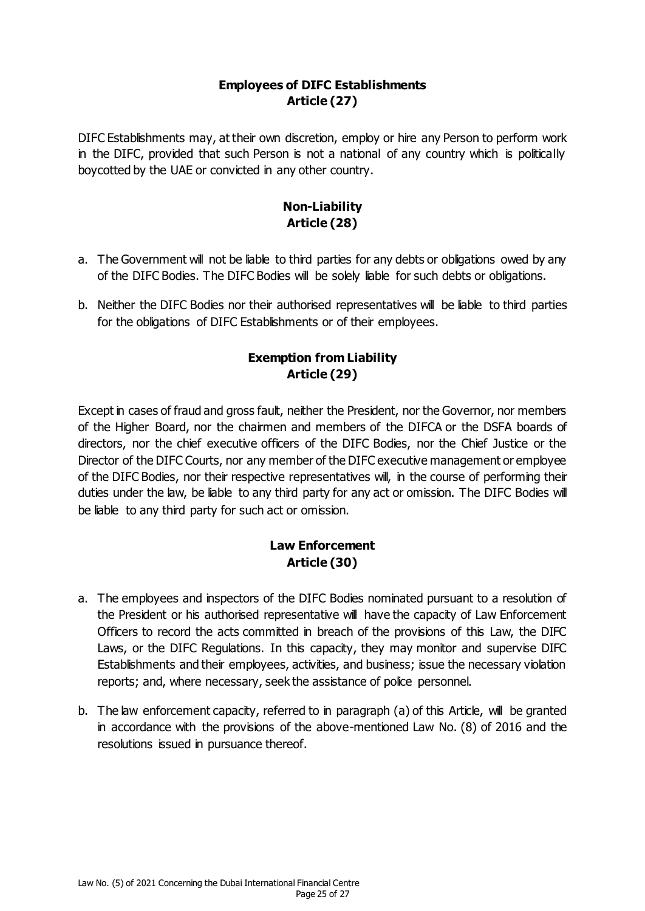## Employees of DIFC Establishments
## Article (27)

DIFC Establishments may, at their own discretion, employ or hire any Person to perform work in the DIFC, provided that such Person is not a national of any country which is politically boycotted by the UAE or convicted in any other country.

## Non-Liability
## Article (28)

a. The Government will not be liable to third parties for any debts or obligations owed by any of the DIFC Bodies. The DIFC Bodies will be solely liable for such debts or obligations.

b. Neither the DIFC Bodies nor their authorised representatives will be liable to third parties for the obligations of DIFC Establishments or of their employees.

## Exemption from Liability
## Article (29)

Except in cases of fraud and gross fault, neither the President, nor the Governor, nor members of the Higher Board, nor the chairmen and members of the DIFCA or the DSFA boards of directors, nor the chief executive officers of the DIFC Bodies, nor the Chief Justice or the Director of the DIFC Courts, nor any member of the DIFC executive management or employee of the DIFC Bodies, nor their respective representatives will, in the course of performing their duties under the law, be liable to any third party for any act or omission. The DIFC Bodies will be liable to any third party for such act or omission.

## Law Enforcement
## Article (30)

a. The employees and inspectors of the DIFC Bodies nominated pursuant to a resolution of the President or his authorised representative will have the capacity of Law Enforcement Officers to record the acts committed in breach of the provisions of this Law, the DIFC Laws, or the DIFC Regulations. In this capacity, they may monitor and supervise DIFC Establishments and their employees, activities, and business; issue the necessary violation reports; and, where necessary, seek the assistance of police personnel.

b. The law enforcement capacity, referred to in paragraph (a) of this Article, will be granted in accordance with the provisions of the above-mentioned Law No. (8) of 2016 and the resolutions issued in pursuance thereof.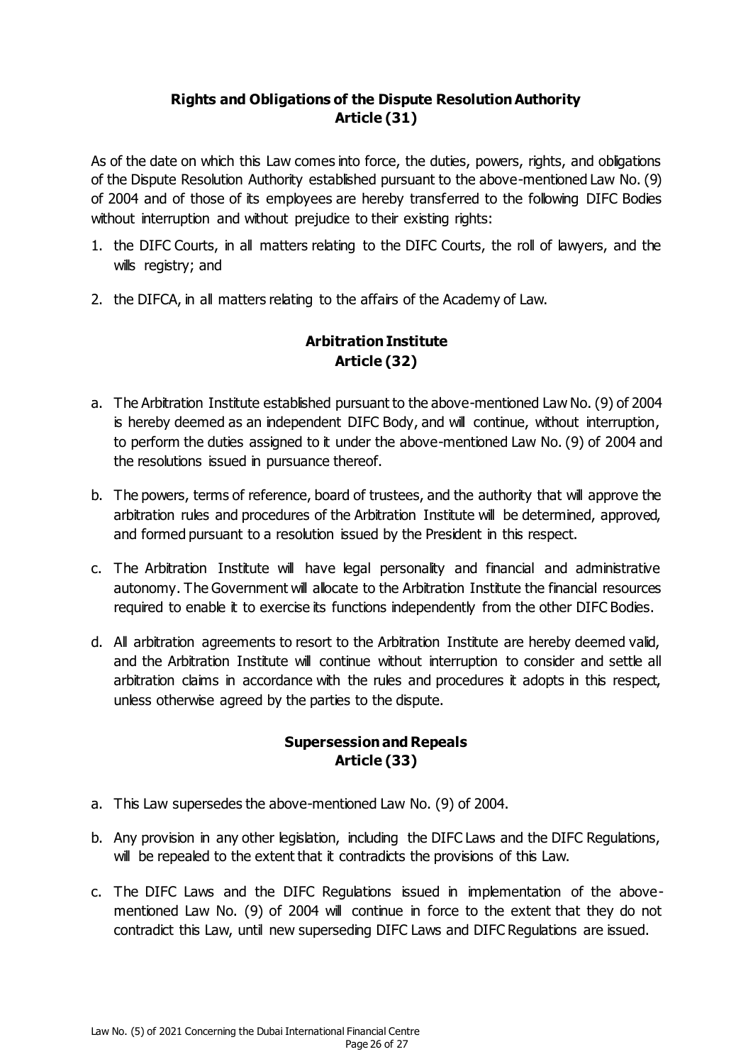**Rights and Obligations of the Dispute Resolution Authority**
**Article (31)**

As of the date on which this Law comes into force, the duties, powers, rights, and obligations of the Dispute Resolution Authority established pursuant to the above-mentioned Law No. (9) of 2004 and of those of its employees are hereby transferred to the following DIFC Bodies without interruption and without prejudice to their existing rights:

1. the DIFC Courts, in all matters relating to the DIFC Courts, the roll of lawyers, and the wills registry; and
2. the DIFCA, in all matters relating to the affairs of the Academy of Law.

**Arbitration Institute**
**Article (32)**

a. The Arbitration Institute established pursuant to the above-mentioned Law No. (9) of 2004 is hereby deemed as an independent DIFC Body, and will continue, without interruption, to perform the duties assigned to it under the above-mentioned Law No. (9) of 2004 and the resolutions issued in pursuance thereof.

b. The powers, terms of reference, board of trustees, and the authority that will approve the arbitration rules and procedures of the Arbitration Institute will be determined, approved, and formed pursuant to a resolution issued by the President in this respect.

c. The Arbitration Institute will have legal personality and financial and administrative autonomy. The Government will allocate to the Arbitration Institute the financial resources required to enable it to exercise its functions independently from the other DIFC Bodies.

d. All arbitration agreements to resort to the Arbitration Institute are hereby deemed valid, and the Arbitration Institute will continue without interruption to consider and settle all arbitration claims in accordance with the rules and procedures it adopts in this respect, unless otherwise agreed by the parties to the dispute.

**Supersession and Repeals**
**Article (33)**

a. This Law supersedes the above-mentioned Law No. (9) of 2004.

b. Any provision in any other legislation, including the DIFC Laws and the DIFC Regulations, will be repealed to the extent that it contradicts the provisions of this Law.

c. The DIFC Laws and the DIFC Regulations issued in implementation of the above-mentioned Law No. (9) of 2004 will continue in force to the extent that they do not contradict this Law, until new superseding DIFC Laws and DIFC Regulations are issued.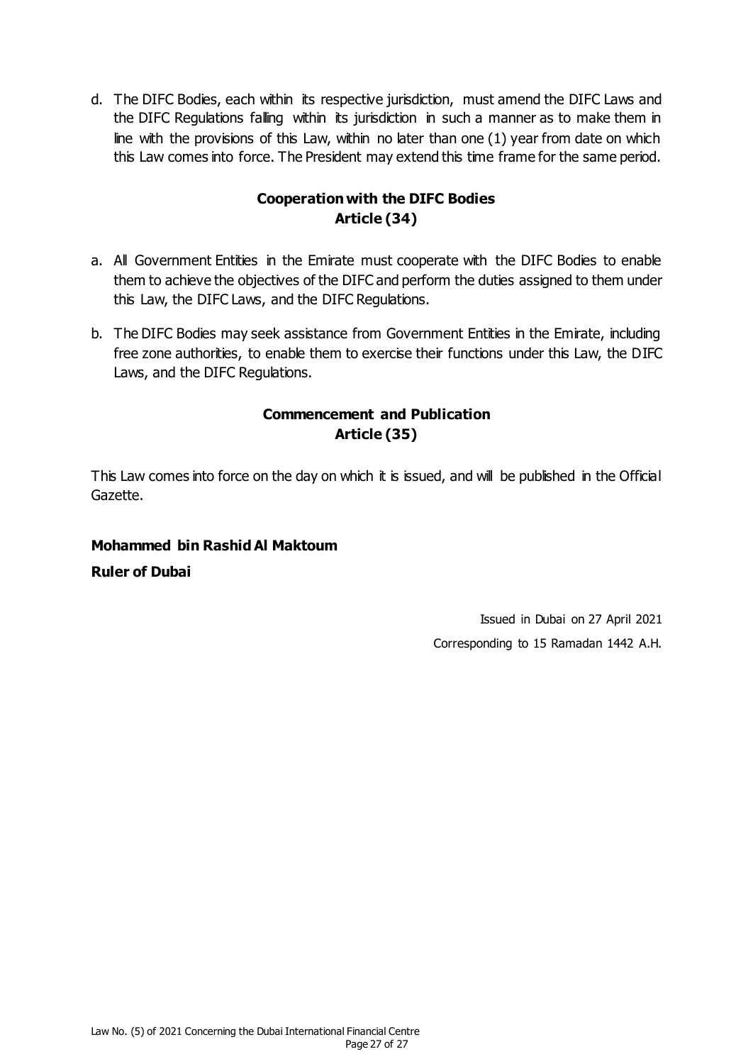d. The DIFC Bodies, each within its respective jurisdiction, must amend the DIFC Laws and the DIFC Regulations falling within its jurisdiction in such a manner as to make them in line with the provisions of this Law, within no later than one (1) year from date on which this Law comes into force. The President may extend this time frame for the same period.

## Cooperation with the DIFC Bodies
## Article (34)

a. All Government Entities in the Emirate must cooperate with the DIFC Bodies to enable them to achieve the objectives of the DIFC and perform the duties assigned to them under this Law, the DIFC Laws, and the DIFC Regulations.

b. The DIFC Bodies may seek assistance from Government Entities in the Emirate, including free zone authorities, to enable them to exercise their functions under this Law, the DIFC Laws, and the DIFC Regulations.

## Commencement and Publication
## Article (35)

This Law comes into force on the day on which it is issued, and will be published in the Official Gazette.

**Mohammed bin Rashid Al Maktoum**

**Ruler of Dubai**

Issued in Dubai on 27 April 2021

Corresponding to 15 Ramadan 1442 A.H.